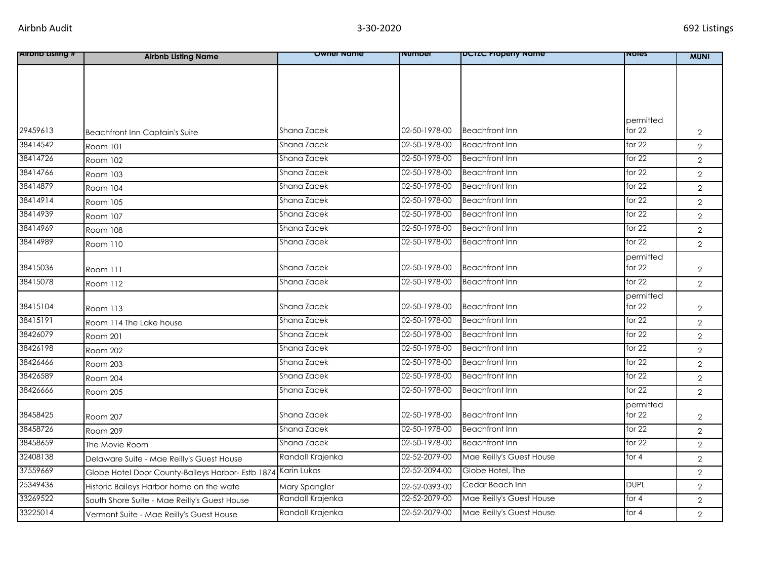| Airbnb Listing # | Airbnb Listing Name | Owner Name | Number | DCTZC Property Name | Notes | MUNI |
|---|---|---|---|---|---|---|
| 29459613 | Beachfront Inn Captain's Suite | Shana Zacek | 02-50-1978-00 | Beachfront Inn | permitted for 22 | 2 |
| 38414542 | Room 101 | Shana Zacek | 02-50-1978-00 | Beachfront Inn | for 22 | 2 |
| 38414726 | Room 102 | Shana Zacek | 02-50-1978-00 | Beachfront Inn | for 22 | 2 |
| 38414766 | Room 103 | Shana Zacek | 02-50-1978-00 | Beachfront Inn | for 22 | 2 |
| 38414879 | Room 104 | Shana Zacek | 02-50-1978-00 | Beachfront Inn | for 22 | 2 |
| 38414914 | Room 105 | Shana Zacek | 02-50-1978-00 | Beachfront Inn | for 22 | 2 |
| 38414939 | Room 107 | Shana Zacek | 02-50-1978-00 | Beachfront Inn | for 22 | 2 |
| 38414969 | Room 108 | Shana Zacek | 02-50-1978-00 | Beachfront Inn | for 22 | 2 |
| 38414989 | Room 110 | Shana Zacek | 02-50-1978-00 | Beachfront Inn | for 22 | 2 |
| 38415036 | Room 111 | Shana Zacek | 02-50-1978-00 | Beachfront Inn | permitted for 22 | 2 |
| 38415078 | Room 112 | Shana Zacek | 02-50-1978-00 | Beachfront Inn | for 22 | 2 |
| 38415104 | Room 113 | Shana Zacek | 02-50-1978-00 | Beachfront Inn | permitted for 22 | 2 |
| 38415191 | Room 114 The Lake house | Shana Zacek | 02-50-1978-00 | Beachfront Inn | for 22 | 2 |
| 38426079 | Room 201 | Shana Zacek | 02-50-1978-00 | Beachfront Inn | for 22 | 2 |
| 38426198 | Room 202 | Shana Zacek | 02-50-1978-00 | Beachfront Inn | for 22 | 2 |
| 38426466 | Room 203 | Shana Zacek | 02-50-1978-00 | Beachfront Inn | for 22 | 2 |
| 38426589 | Room 204 | Shana Zacek | 02-50-1978-00 | Beachfront Inn | for 22 | 2 |
| 38426666 | Room 205 | Shana Zacek | 02-50-1978-00 | Beachfront Inn | for 22 | 2 |
| 38458425 | Room 207 | Shana Zacek | 02-50-1978-00 | Beachfront Inn | permitted for 22 | 2 |
| 38458726 | Room 209 | Shana Zacek | 02-50-1978-00 | Beachfront Inn | for 22 | 2 |
| 38458659 | The Movie Room | Shana Zacek | 02-50-1978-00 | Beachfront Inn | for 22 | 2 |
| 32408138 | Delaware Suite - Mae Reilly's Guest House | Randall Krajenka | 02-52-2079-00 | Mae Reilly's Guest House | for 4 | 2 |
| 37559669 | Globe Hotel Door County-Baileys Harbor- Estb 1874 | Karin Lukas | 02-52-2094-00 | Globe Hotel, The | | 2 |
| 25349436 | Historic Baileys Harbor home on the wate | Mary Spangler | 02-52-0393-00 | Cedar Beach Inn | DUPL | 2 |
| 33269522 | South Shore Suite - Mae Reilly's Guest House | Randall Krajenka | 02-52-2079-00 | Mae Reilly's Guest House | for 4 | 2 |
| 33225014 | Vermont Suite - Mae Reilly's Guest House | Randall Krajenka | 02-52-2079-00 | Mae Reilly's Guest House | for 4 | 2 |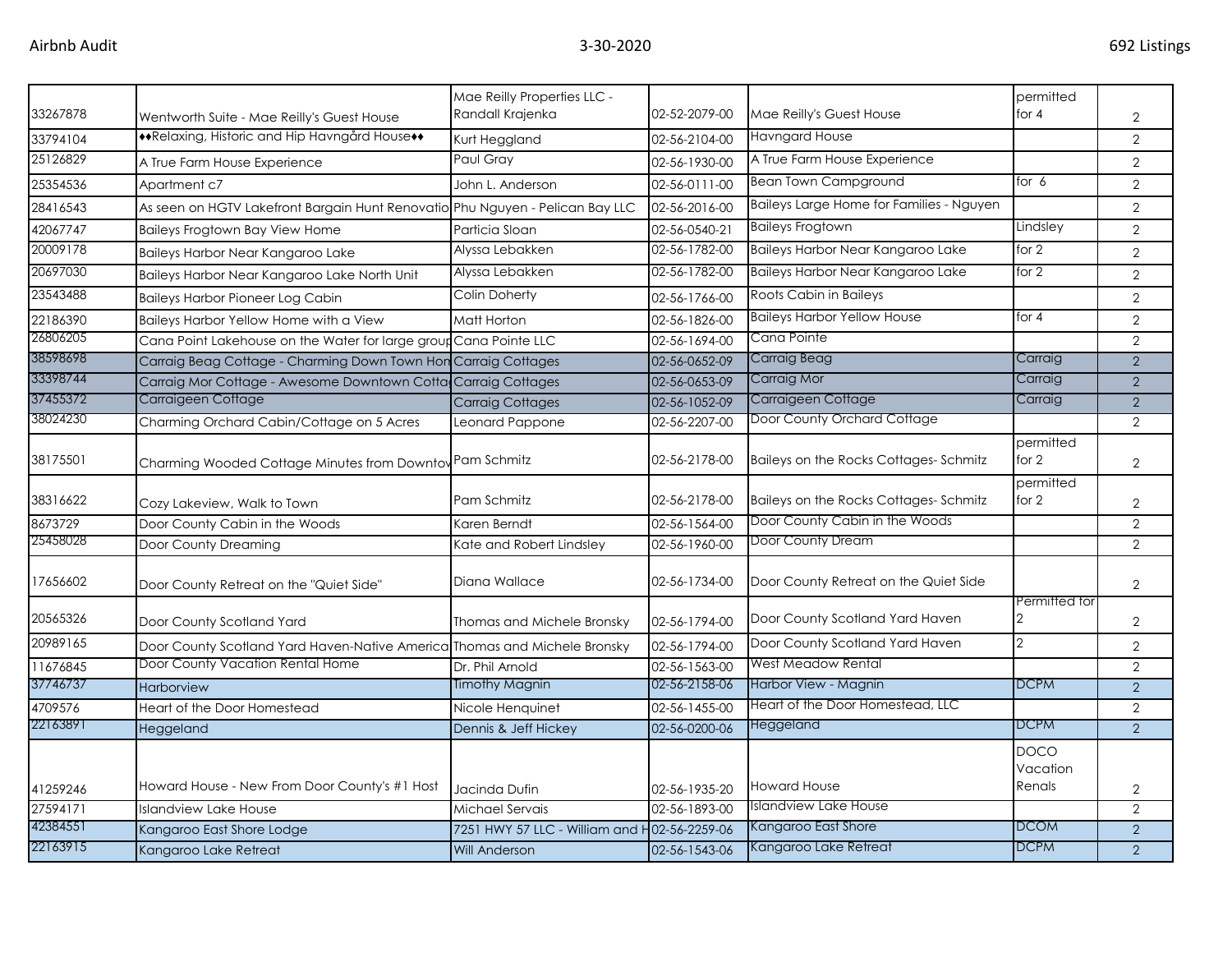| | | | | | | |
|---|---|---|---|---|---|---|
| 33267878 | Wentworth Suite - Mae Reilly's Guest House | Mae Reilly Properties LLC - Randall Krajenka | 02-52-2079-00 | Mae Reilly's Guest House | permitted for 4 | 2 |
| 33794104 | ♦♦Relaxing, Historic and Hip Havngård House♦♦ | Kurt Heggland | 02-56-2104-00 | Havngard House | | 2 |
| 25126829 | A True Farm House Experience | Paul Gray | 02-56-1930-00 | A True Farm House Experience | | 2 |
| 25354536 | Apartment c7 | John L. Anderson | 02-56-0111-00 | Bean Town Campground | for 6 | 2 |
| 28416543 | As seen on HGTV Lakefront Bargain Hunt Renovatio | Phu Nguyen - Pelican Bay LLC | 02-56-2016-00 | Baileys Large Home for Families - Nguyen | | 2 |
| 42067747 | Baileys Frogtown Bay View Home | Particia Sloan | 02-56-0540-21 | Baileys Frogtown | Lindsley | 2 |
| 20009178 | Baileys Harbor Near Kangaroo Lake | Alyssa Lebakken | 02-56-1782-00 | Baileys Harbor Near Kangaroo Lake | for 2 | 2 |
| 20697030 | Baileys Harbor Near Kangaroo Lake North Unit | Alyssa Lebakken | 02-56-1782-00 | Baileys Harbor Near Kangaroo Lake | for 2 | 2 |
| 23543488 | Baileys Harbor Pioneer Log Cabin | Colin Doherty | 02-56-1766-00 | Roots Cabin in Baileys | | 2 |
| 22186390 | Baileys Harbor Yellow Home with a View | Matt Horton | 02-56-1826-00 | Baileys Harbor Yellow House | for 4 | 2 |
| 26806205 | Cana Point Lakehouse on the Water for large group | Cana Pointe LLC | 02-56-1694-00 | Cana Pointe | | 2 |
| 38598698 | Carraig Beag Cottage - Charming Down Town Hom | Carraig Cottages | 02-56-0652-09 | Carraig Beag | Carraig | 2 |
| 33398744 | Carraig Mor Cottage - Awesome Downtown Cotta | Carraig Cottages | 02-56-0653-09 | Carraig Mor | Carraig | 2 |
| 37455372 | Carraigeen Cottage | Carraig Cottages | 02-56-1052-09 | Carraigeen Cottage | Carraig | 2 |
| 38024230 | Charming Orchard Cabin/Cottage on 5 Acres | Leonard Pappone | 02-56-2207-00 | Door County Orchard Cottage | | 2 |
| 38175501 | Charming Wooded Cottage Minutes from Downtov | Pam Schmitz | 02-56-2178-00 | Baileys on the Rocks Cottages- Schmitz | permitted for 2 | 2 |
| 38316622 | Cozy Lakeview, Walk to Town | Pam Schmitz | 02-56-2178-00 | Baileys on the Rocks Cottages- Schmitz | permitted for 2 | 2 |
| 8673729 | Door County Cabin in the Woods | Karen Berndt | 02-56-1564-00 | Door County Cabin in the Woods | | 2 |
| 25458028 | Door County Dreaming | Kate and Robert Lindsley | 02-56-1960-00 | Door County Dream | | 2 |
| 17656602 | Door County Retreat on the "Quiet Side" | Diana Wallace | 02-56-1734-00 | Door County Retreat on the Quiet Side | | 2 |
| 20565326 | Door County Scotland Yard | Thomas and Michele Bronsky | 02-56-1794-00 | Door County Scotland Yard Haven | Permitted for 2 | 2 |
| 20989165 | Door County Scotland Yard Haven-Native America | Thomas and Michele Bronsky | 02-56-1794-00 | Door County Scotland Yard Haven | 2 | 2 |
| 11676845 | Door County Vacation Rental Home | Dr. Phil Arnold | 02-56-1563-00 | West Meadow Rental | | 2 |
| 37746737 | Harborview | Timothy Magnin | 02-56-2158-06 | Harbor View - Magnin | DCPM | 2 |
| 4709576 | Heart of the Door Homestead | Nicole Henquinet | 02-56-1455-00 | Heart of the Door Homestead, LLC | | 2 |
| 22163891 | Heggeland | Dennis & Jeff Hickey | 02-56-0200-06 | Heggeland | DCPM | 2 |
| 41259246 | Howard House - New From Door County's #1 Host | Jacinda Dufin | 02-56-1935-20 | Howard House | DOCO Vacation Renals | 2 |
| 27594171 | Islandview Lake House | Michael Servais | 02-56-1893-00 | Islandview Lake House | | 2 |
| 42384551 | Kangaroo East Shore Lodge | 7251 HWY 57 LLC - William and H | 02-56-2259-06 | Kangaroo East Shore | DCOM | 2 |
| 22163915 | Kangaroo Lake Retreat | Will Anderson | 02-56-1543-06 | Kangaroo Lake Retreat | DCPM | 2 |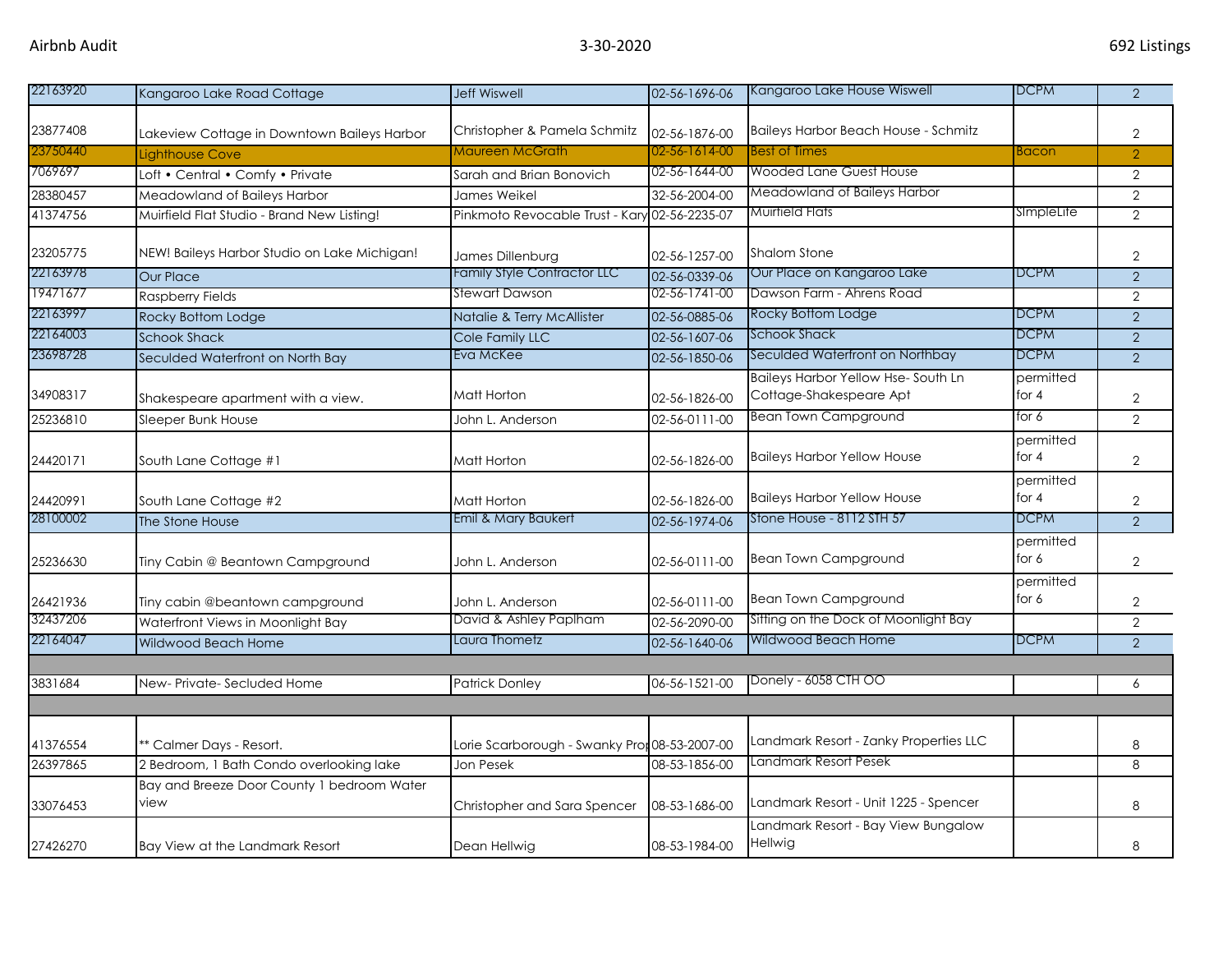| | | | | | | |
|---|---|---|---|---|---|---|
| 22163920 | Kangaroo Lake Road Cottage | Jeff Wiswell | 02-56-1696-06 | Kangaroo Lake House Wiswell | DCPM | 2 |
| 23877408 | Lakeview Cottage in Downtown Baileys Harbor | Christopher & Pamela Schmitz | 02-56-1876-00 | Baileys Harbor Beach House - Schmitz | | 2 |
| 23750440 | Lighthouse Cove | Maureen McGrath | 02-56-1614-00 | Best of Times | Bacon | 2 |
| 7069697 | Loft • Central • Comfy • Private | Sarah and Brian Bonovich | 02-56-1644-00 | Wooded Lane Guest House | | 2 |
| 28380457 | Meadowland of Baileys Harbor | James Weikel | 32-56-2004-00 | Meadowland of Baileys Harbor | | 2 |
| 41374756 | Muirfield Flat Studio - Brand New Listing! | Pinkmoto Revocable Trust - Kary | 02-56-2235-07 | Muirfield Flats | SImpleLife | 2 |
| 23205775 | NEW! Baileys Harbor Studio on Lake Michigan! | James Dillenburg | 02-56-1257-00 | Shalom Stone | | 2 |
| 22163978 | Our Place | Family Style Contractor LLC | 02-56-0339-06 | Our Place on Kangaroo Lake | DCPM | 2 |
| 19471677 | Raspberry Fields | Stewart Dawson | 02-56-1741-00 | Dawson Farm - Ahrens Road | | 2 |
| 22163997 | Rocky Bottom Lodge | Natalie & Terry McAllister | 02-56-0885-06 | Rocky Bottom Lodge | DCPM | 2 |
| 22164003 | Schook Shack | Cole Family LLC | 02-56-1607-06 | Schook Shack | DCPM | 2 |
| 23698728 | Seculded Waterfront on North Bay | Eva McKee | 02-56-1850-06 | Seculded Waterfront on Northbay | DCPM | 2 |
| 34908317 | Shakespeare apartment with a view. | Matt Horton | 02-56-1826-00 | Baileys Harbor Yellow Hse- South Ln Cottage-Shakespeare Apt | permitted for 4 | 2 |
| 25236810 | Sleeper Bunk House | John L. Anderson | 02-56-0111-00 | Bean Town Campground | for 6 | 2 |
| 24420171 | South Lane Cottage #1 | Matt Horton | 02-56-1826-00 | Baileys Harbor Yellow House | permitted for 4 | 2 |
| 24420991 | South Lane Cottage #2 | Matt Horton | 02-56-1826-00 | Baileys Harbor Yellow House | permitted for 4 | 2 |
| 28100002 | The Stone House | Emil & Mary Baukert | 02-56-1974-06 | Stone House - 8112 STH 57 | DCPM | 2 |
| 25236630 | Tiny Cabin @ Beantown Campground | John L. Anderson | 02-56-0111-00 | Bean Town Campground | permitted for 6 | 2 |
| 26421936 | Tiny cabin @beantown campground | John L. Anderson | 02-56-0111-00 | Bean Town Campground | permitted for 6 | 2 |
| 32437206 | Waterfront Views in Moonlight Bay | David & Ashley Paplham | 02-56-2090-00 | Sitting on the Dock of Moonlight Bay | | 2 |
| 22164047 | Wildwood Beach Home | Laura Thometz | 02-56-1640-06 | Wildwood Beach Home | DCPM | 2 |
| | | | | | | |
| 3831684 | New- Private- Secluded Home | Patrick Donley | 06-56-1521-00 | Donely - 6058 CTH OO | | 6 |
| | | | | | | |
| 41376554 | ** Calmer Days - Resort. | Lorie Scarborough - Swanky Pro | 08-53-2007-00 | Landmark Resort - Zanky Properties LLC | | 8 |
| 26397865 | 2 Bedroom, 1 Bath Condo overlooking lake | Jon Pesek | 08-53-1856-00 | Landmark Resort Pesek | | 8 |
| 33076453 | Bay and Breeze Door County 1 bedroom Water view | Christopher and Sara Spencer | 08-53-1686-00 | Landmark Resort - Unit 1225 - Spencer | | 8 |
| 27426270 | Bay View at the Landmark Resort | Dean Hellwig | 08-53-1984-00 | Landmark Resort - Bay View Bungalow Hellwig | | 8 |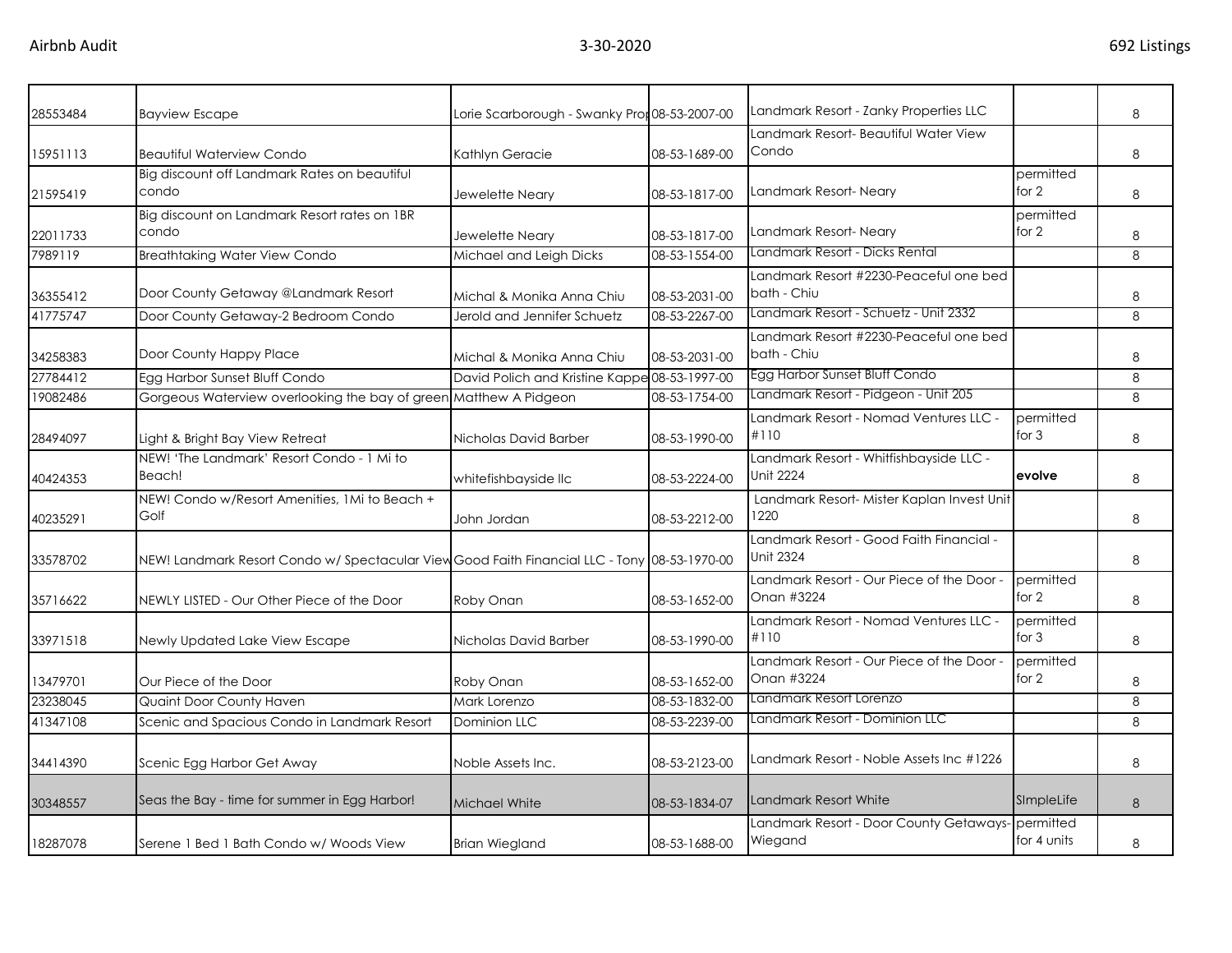| | | | | | | |
|---|---|---|---|---|---|---|
| 28553484 | Bayview Escape | Lorie Scarborough - Swanky Prop | 08-53-2007-00 | Landmark Resort - Zanky Properties LLC | | 8 |
| 15951113 | Beautiful Waterview Condo | Kathlyn Geracie | 08-53-1689-00 | Landmark Resort- Beautiful Water View Condo | | 8 |
| 21595419 | Big discount off Landmark Rates on beautiful condo | Jewelette Neary | 08-53-1817-00 | Landmark Resort- Neary | permitted for 2 | 8 |
| 22011733 | Big discount on Landmark Resort rates on 1BR condo | Jewelette Neary | 08-53-1817-00 | Landmark Resort- Neary | permitted for 2 | 8 |
| 7989119 | Breathtaking Water View Condo | Michael and Leigh Dicks | 08-53-1554-00 | Landmark Resort - Dicks Rental | | 8 |
| 36355412 | Door County Getaway @Landmark Resort | Michal & Monika Anna Chiu | 08-53-2031-00 | Landmark Resort #2230-Peaceful one bed bath - Chiu | | 8 |
| 41775747 | Door County Getaway-2 Bedroom Condo | Jerold and Jennifer Schuetz | 08-53-2267-00 | Landmark Resort - Schuetz - Unit 2332 | | 8 |
| 34258383 | Door County Happy Place | Michal & Monika Anna Chiu | 08-53-2031-00 | Landmark Resort #2230-Peaceful one bed bath - Chiu | | 8 |
| 27784412 | Egg Harbor Sunset Bluff Condo | David Polich and Kristine Kappe | 08-53-1997-00 | Egg Harbor Sunset Bluff Condo | | 8 |
| 19082486 | Gorgeous Waterview overlooking the bay of green | Matthew A Pidgeon | 08-53-1754-00 | Landmark Resort - Pidgeon - Unit 205 | | 8 |
| 28494097 | Light & Bright Bay View Retreat | Nicholas David Barber | 08-53-1990-00 | Landmark Resort - Nomad Ventures LLC - #110 | permitted for 3 | 8 |
| 40424353 | NEW! 'The Landmark' Resort Condo - 1 Mi to Beach! | whitefishbayside llc | 08-53-2224-00 | Landmark Resort - Whitfishbayside LLC - Unit 2224 | **evolve** | 8 |
| 40235291 | NEW! Condo w/Resort Amenities, 1Mi to Beach + Golf | John Jordan | 08-53-2212-00 | Landmark Resort- Mister Kaplan Invest Unit 1220 | | 8 |
| 33578702 | NEW! Landmark Resort Condo w/ Spectacular View | Good Faith Financial LLC - Tony | 08-53-1970-00 | Landmark Resort - Good Faith Financial - Unit 2324 | | 8 |
| 35716622 | NEWLY LISTED - Our Other Piece of the Door | Roby Onan | 08-53-1652-00 | Landmark Resort - Our Piece of the Door - Onan #3224 | permitted for 2 | 8 |
| 33971518 | Newly Updated Lake View Escape | Nicholas David Barber | 08-53-1990-00 | Landmark Resort - Nomad Ventures LLC - #110 | permitted for 3 | 8 |
| 13479701 | Our Piece of the Door | Roby Onan | 08-53-1652-00 | Landmark Resort - Our Piece of the Door - Onan #3224 | permitted for 2 | 8 |
| 23238045 | Quaint Door County Haven | Mark Lorenzo | 08-53-1832-00 | Landmark Resort Lorenzo | | 8 |
| 41347108 | Scenic and Spacious Condo in Landmark Resort | Dominion LLC | 08-53-2239-00 | Landmark Resort - Dominion LLC | | 8 |
| 34414390 | Scenic Egg Harbor Get Away | Noble Assets Inc. | 08-53-2123-00 | Landmark Resort - Noble Assets Inc #1226 | | 8 |
| 30348557 | Seas the Bay - time for summer in Egg Harbor! | Michael White | 08-53-1834-07 | Landmark Resort White | SImpleLife | 8 |
| 18287078 | Serene 1 Bed 1 Bath Condo w/ Woods View | Brian Wiegland | 08-53-1688-00 | Landmark Resort - Door County Getaways-Wiegand | permitted for 4 units | 8 |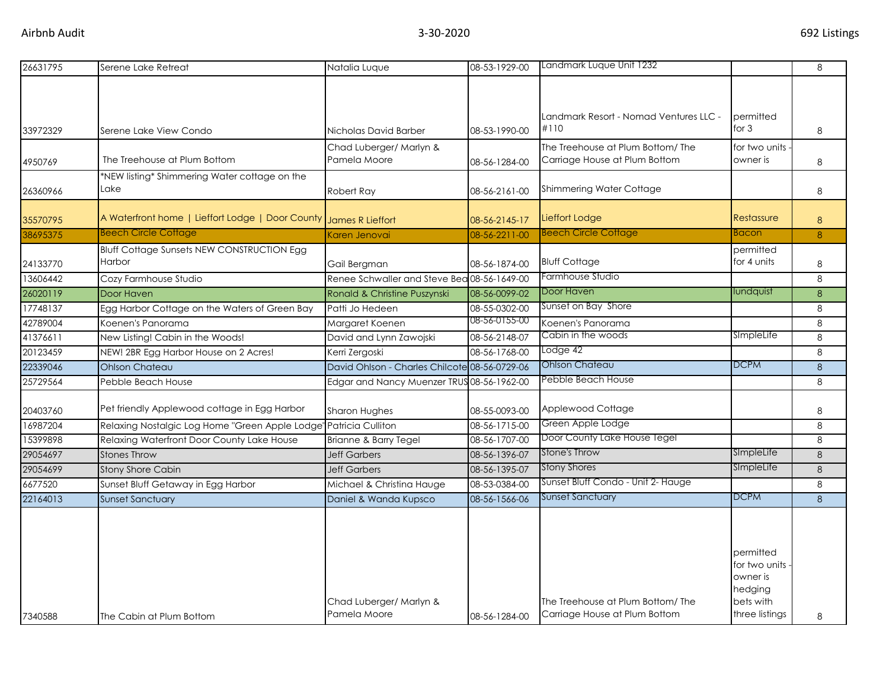| | | | | | | |
|---|---|---|---|---|---|---|
| 26631795 | Serene Lake Retreat | Natalia Luque | 08-53-1929-00 | Landmark Luque Unit 1232 | | 8 |
| 33972329 | Serene Lake View Condo | Nicholas David Barber | 08-53-1990-00 | Landmark Resort - Nomad Ventures LLC - #110 | permitted for 3 | 8 |
| 4950769 | The Treehouse at Plum Bottom | Chad Luberger/ Marlyn & Pamela Moore | 08-56-1284-00 | The Treehouse at Plum Bottom/ The Carriage House at Plum Bottom | for two units - owner is | 8 |
| 26360966 | *NEW listing* Shimmering Water cottage on the Lake | Robert Ray | 08-56-2161-00 | Shimmering Water Cottage | | 8 |
| 35570795 | A Waterfront home \| Lieffort Lodge \| Door County | James R Lieffort | 08-56-2145-17 | Lieffort Lodge | Restassure | 8 |
| 38695375 | Beech Circle Cottage | Karen Jenovai | 08-56-2211-00 | Beech Circle Cottage | Bacon | 8 |
| 24133770 | Bluff Cottage Sunsets NEW CONSTRUCTION Egg Harbor | Gail Bergman | 08-56-1874-00 | Bluff Cottage | permitted for 4 units | 8 |
| 13606442 | Cozy Farmhouse Studio | Renee Schwaller and Steve Bea | 08-56-1649-00 | Farmhouse Studio | | 8 |
| 26020119 | Door Haven | Ronald & Christine Puszynski | 08-56-0099-02 | Door Haven | lundquist | 8 |
| 17748137 | Egg Harbor Cottage on the Waters of Green Bay | Patti Jo Hedeen | 08-55-0302-00 | Sunset on Bay Shore | | 8 |
| 42789004 | Koenen's Panorama | Margaret Koenen | 08-56-0155-00 | Koenen's Panorama | | 8 |
| 41376611 | New Listing! Cabin in the Woods! | David and Lynn Zawojski | 08-56-2148-07 | Cabin in the woods | SImpleLife | 8 |
| 20123459 | NEW! 2BR Egg Harbor House on 2 Acres! | Kerri Zergoski | 08-56-1768-00 | Lodge 42 | | 8 |
| 22339046 | Ohlson Chateau | David Ohlson - Charles Chilcote | 08-56-0729-06 | Ohlson Chateau | DCPM | 8 |
| 25729564 | Pebble Beach House | Edgar and Nancy Muenzer TRUS | 08-56-1962-00 | Pebble Beach House | | 8 |
| 20403760 | Pet friendly Applewood cottage in Egg Harbor | Sharon Hughes | 08-55-0093-00 | Applewood Cottage | | 8 |
| 16987204 | Relaxing Nostalgic Log Home "Green Apple Lodge" | Patricia Culliton | 08-56-1715-00 | Green Apple Lodge | | 8 |
| 15399898 | Relaxing Waterfront Door County Lake House | Brianne & Barry Tegel | 08-56-1707-00 | Door County Lake House Tegel | | 8 |
| 29054697 | Stones Throw | Jeff Garbers | 08-56-1396-07 | Stone's Throw | SImpleLife | 8 |
| 29054699 | Stony Shore Cabin | Jeff Garbers | 08-56-1395-07 | Stony Shores | SImpleLife | 8 |
| 6677520 | Sunset Bluff Getaway in Egg Harbor | Michael & Christina Hauge | 08-53-0384-00 | Sunset Bluff Condo - Unit 2- Hauge | | 8 |
| 22164013 | Sunset Sanctuary | Daniel & Wanda Kupsco | 08-56-1566-06 | Sunset Sanctuary | DCPM | 8 |
| 7340588 | The Cabin at Plum Bottom | Chad Luberger/ Marlyn & Pamela Moore | 08-56-1284-00 | The Treehouse at Plum Bottom/ The Carriage House at Plum Bottom | permitted for two units - owner is hedging bets with three listings | 8 |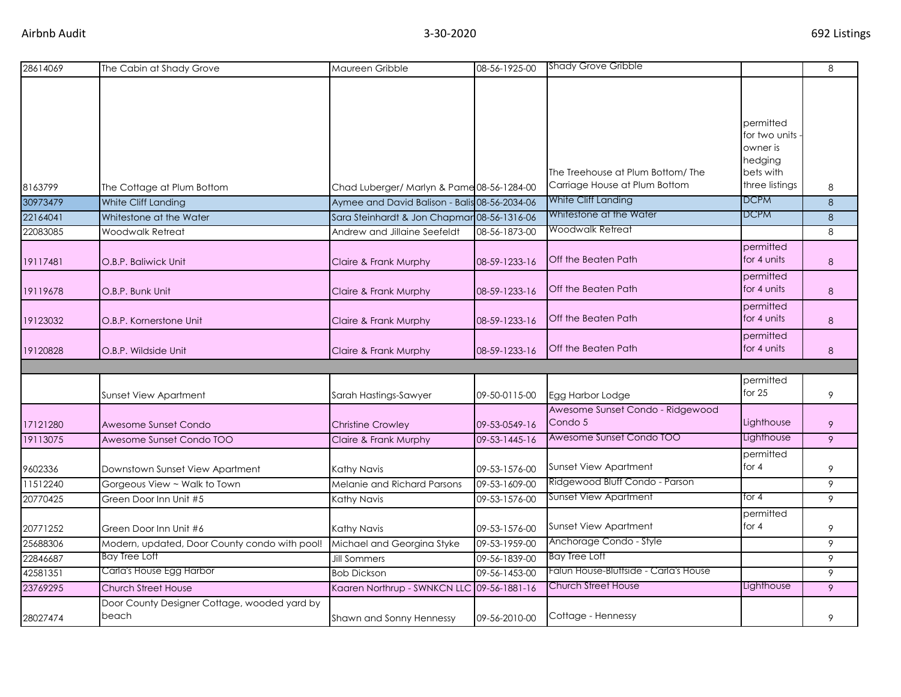| | | | | | | |
|---|---|---|---|---|---|---|
| 28614069 | The Cabin at Shady Grove | Maureen Gribble | 08-56-1925-00 | Shady Grove Gribble | | 8 |
| 8163799 | The Cottage at Plum Bottom | Chad Luberger/ Marlyn & Pame | 08-56-1284-00 | The Treehouse at Plum Bottom/ The Carriage House at Plum Bottom | permitted for two units - owner is hedging bets with three listings | 8 |
| 30973479 | White Cliff Landing | Aymee and David Balison - Balis | 08-56-2034-06 | White Cliff Landing | DCPM | 8 |
| 22164041 | Whitestone at the Water | Sara Steinhardt & Jon Chapmar | 08-56-1316-06 | Whitestone at the Water | DCPM | 8 |
| 22083085 | Woodwalk Retreat | Andrew and Jillaine Seefeldt | 08-56-1873-00 | Woodwalk Retreat | | 8 |
| 19117481 | O.B.P. Baliwick Unit | Claire & Frank Murphy | 08-59-1233-16 | Off the Beaten Path | permitted for 4 units | 8 |
| 19119678 | O.B.P. Bunk Unit | Claire & Frank Murphy | 08-59-1233-16 | Off the Beaten Path | permitted for 4 units | 8 |
| 19123032 | O.B.P. Kornerstone Unit | Claire & Frank Murphy | 08-59-1233-16 | Off the Beaten Path | permitted for 4 units | 8 |
| 19120828 | O.B.P. Wildside Unit | Claire & Frank Murphy | 08-59-1233-16 | Off the Beaten Path | permitted for 4 units | 8 |
| | | | | | | |
| | Sunset View Apartment | Sarah Hastings-Sawyer | 09-50-0115-00 | Egg Harbor Lodge | permitted for 25 | 9 |
| 17121280 | Awesome Sunset Condo | Christine Crowley | 09-53-0549-16 | Awesome Sunset Condo - Ridgewood Condo 5 | Lighthouse | 9 |
| 19113075 | Awesome Sunset Condo TOO | Claire & Frank Murphy | 09-53-1445-16 | Awesome Sunset Condo TOO | Lighthouse | 9 |
| 9602336 | Downtown Sunset View Apartment | Kathy Navis | 09-53-1576-00 | Sunset View Apartment | permitted for 4 | 9 |
| 11512240 | Gorgeous View ~ Walk to Town | Melanie and Richard Parsons | 09-53-1609-00 | Ridgewood Bluff Condo - Parson | | 9 |
| 20770425 | Green Door Inn Unit #5 | Kathy Navis | 09-53-1576-00 | Sunset View Apartment | for 4 | 9 |
| 20771252 | Green Door Inn Unit #6 | Kathy Navis | 09-53-1576-00 | Sunset View Apartment | permitted for 4 | 9 |
| 25688306 | Modern, updated, Door County condo with pool! | Michael and Georgina Styke | 09-53-1959-00 | Anchorage Condo - Style | | 9 |
| 22846687 | Bay Tree Loft | Jill Sommers | 09-56-1839-00 | Bay Tree Loft | | 9 |
| 42581351 | Carla's House Egg Harbor | Bob Dickson | 09-56-1453-00 | Falun House-Bluffside - Carla's House | | 9 |
| 23769295 | Church Street House | Kaaren Northrup - SWNKCN LLC | 09-56-1881-16 | Church Street House | Lighthouse | 9 |
| 28027474 | Door County Designer Cottage, wooded yard by beach | Shawn and Sonny Hennessy | 09-56-2010-00 | Cottage - Hennessy | | 9 |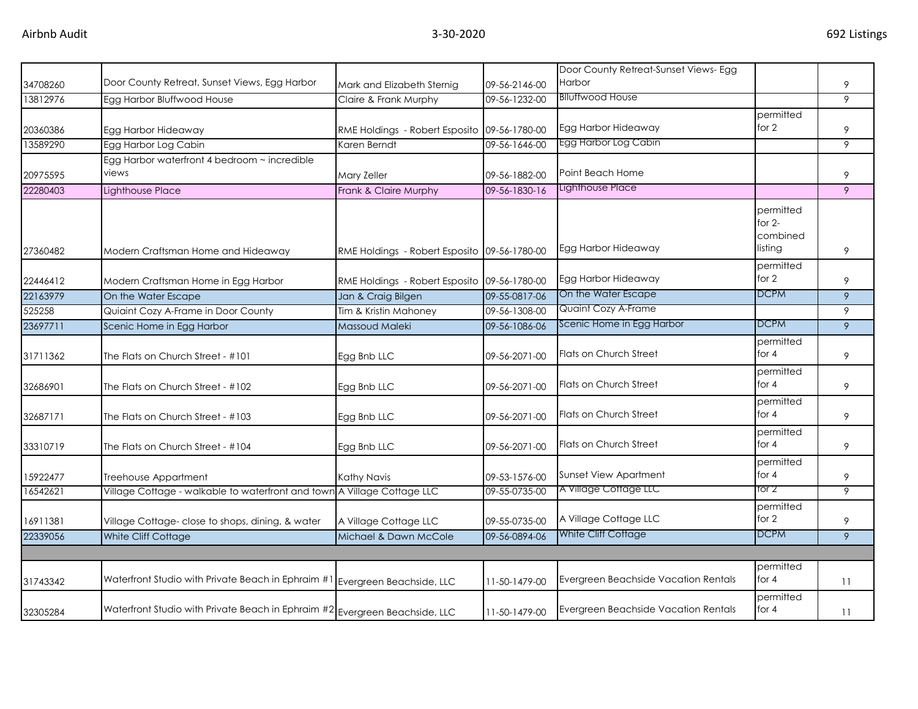| | | | | | | |
|---|---|---|---|---|---|---|
| 34708260 | Door County Retreat, Sunset Views, Egg Harbor | Mark and Elizabeth Sternig | 09-56-2146-00 | Door County Retreat-Sunset Views- Egg Harbor | | 9 |
| 13812976 | Egg Harbor Bluffwood House | Claire & Frank Murphy | 09-56-1232-00 | Blluffwood House | | 9 |
| 20360386 | Egg Harbor Hideaway | RME Holdings - Robert Esposito | 09-56-1780-00 | Egg Harbor Hideaway | permitted for 2 | 9 |
| 13589290 | Egg Harbor Log Cabin | Karen Berndt | 09-56-1646-00 | Egg Harbor Log Cabin | | 9 |
| 20975595 | Egg Harbor waterfront 4 bedroom ~ incredible views | Mary Zeller | 09-56-1882-00 | Point Beach Home | | 9 |
| 22280403 | Lighthouse Place | Frank & Claire Murphy | 09-56-1830-16 | Lighthouse Place | | 9 |
| 27360482 | Modern Craftsman Home and Hideaway | RME Holdings - Robert Esposito | 09-56-1780-00 | Egg Harbor Hideaway | permitted for 2- combined listing | 9 |
| 22446412 | Modern Craftsman Home in Egg Harbor | RME Holdings - Robert Esposito | 09-56-1780-00 | Egg Harbor Hideaway | permitted for 2 | 9 |
| 22163979 | On the Water Escape | Jan & Craig Bilgen | 09-55-0817-06 | On the Water Escape | DCPM | 9 |
| 525258 | Quiaint Cozy A-Frame in Door County | Tim & Kristin Mahoney | 09-56-1308-00 | Quaint Cozy A-Frame | | 9 |
| 23697711 | Scenic Home in Egg Harbor | Massoud Maleki | 09-56-1086-06 | Scenic Home in Egg Harbor | DCPM | 9 |
| 31711362 | The Flats on Church Street - #101 | Egg Bnb LLC | 09-56-2071-00 | Flats on Church Street | permitted for 4 | 9 |
| 32686901 | The Flats on Church Street - #102 | Egg Bnb LLC | 09-56-2071-00 | Flats on Church Street | permitted for 4 | 9 |
| 32687171 | The Flats on Church Street - #103 | Egg Bnb LLC | 09-56-2071-00 | Flats on Church Street | permitted for 4 | 9 |
| 33310719 | The Flats on Church Street - #104 | Egg Bnb LLC | 09-56-2071-00 | Flats on Church Street | permitted for 4 | 9 |
| 15922477 | Treehouse Appartment | Kathy Navis | 09-53-1576-00 | Sunset View Apartment | permitted for 4 | 9 |
| 16542621 | Village Cottage - walkable to waterfront and town | A Village Cottage LLC | 09-55-0735-00 | A Village Cottage LLC | for 2 | 9 |
| 16911381 | Village Cottage- close to shops, dining, & water | A Village Cottage LLC | 09-55-0735-00 | A Village Cottage LLC | permitted for 2 | 9 |
| 22339056 | White Cliff Cottage | Michael & Dawn McCole | 09-56-0894-06 | White Cliff Cottage | DCPM | 9 |
| | | | | | | |
| 31743342 | Waterfront Studio with Private Beach in Ephraim #1 | Evergreen Beachside, LLC | 11-50-1479-00 | Evergreen Beachside Vacation Rentals | permitted for 4 | 11 |
| 32305284 | Waterfront Studio with Private Beach in Ephraim #2 | Evergreen Beachside, LLC | 11-50-1479-00 | Evergreen Beachside Vacation Rentals | permitted for 4 | 11 |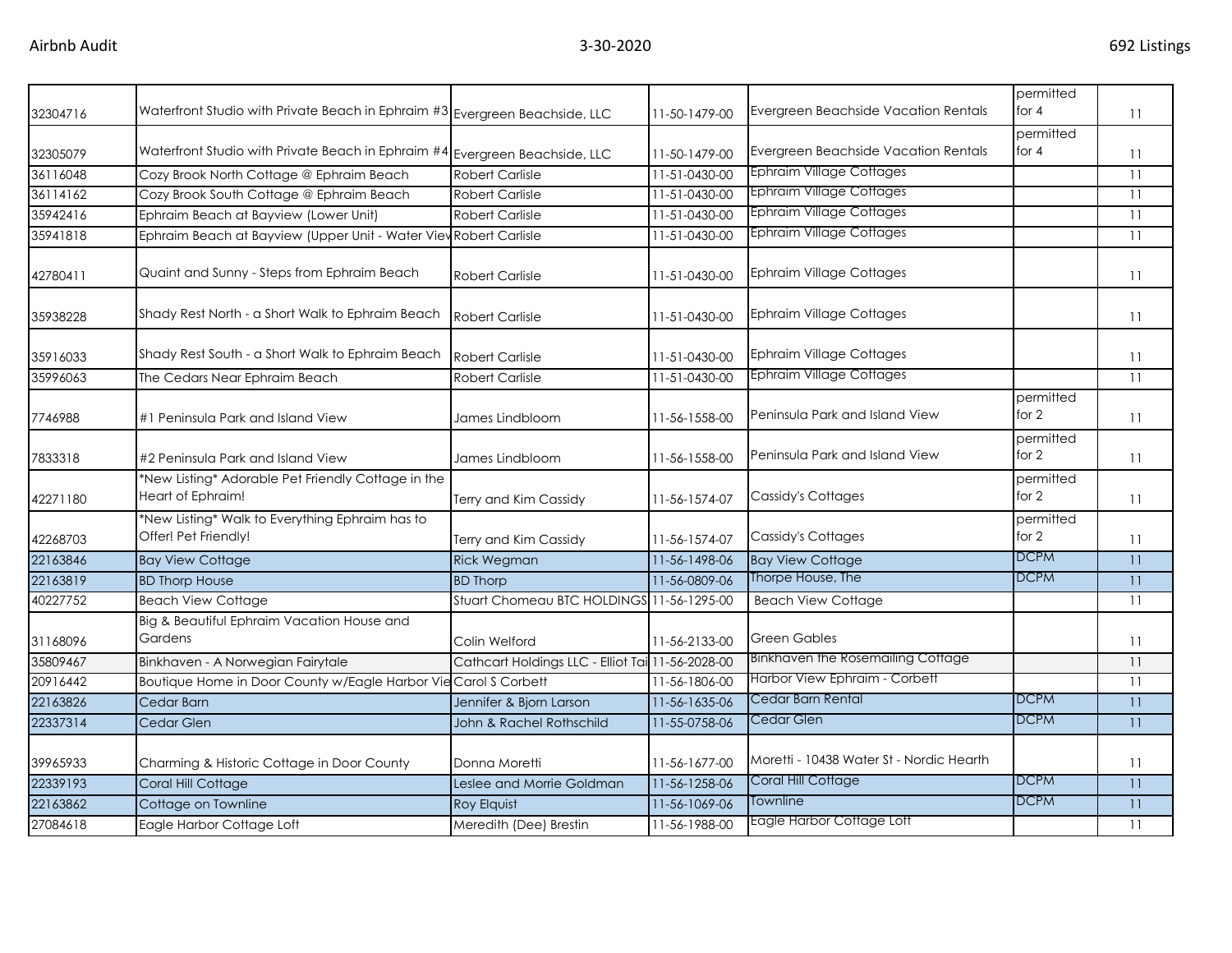| | | | | | | |
|---|---|---|---|---|---|---|
| 32304716 | Waterfront Studio with Private Beach in Ephraim #3 | Evergreen Beachside, LLC | 11-50-1479-00 | Evergreen Beachside Vacation Rentals | permitted for 4 | 11 |
| 32305079 | Waterfront Studio with Private Beach in Ephraim #4 | Evergreen Beachside, LLC | 11-50-1479-00 | Evergreen Beachside Vacation Rentals | permitted for 4 | 11 |
| 36116048 | Cozy Brook North Cottage @ Ephraim Beach | Robert Carlisle | 11-51-0430-00 | Ephraim Village Cottages | | 11 |
| 36114162 | Cozy Brook South Cottage @ Ephraim Beach | Robert Carlisle | 11-51-0430-00 | Ephraim Village Cottages | | 11 |
| 35942416 | Ephraim Beach at Bayview (Lower Unit) | Robert Carlisle | 11-51-0430-00 | Ephraim Village Cottages | | 11 |
| 35941818 | Ephraim Beach at Bayview (Upper Unit - Water View | Robert Carlisle | 11-51-0430-00 | Ephraim Village Cottages | | 11 |
| 42780411 | Quaint and Sunny - Steps from Ephraim Beach | Robert Carlisle | 11-51-0430-00 | Ephraim Village Cottages | | 11 |
| 35938228 | Shady Rest North - a Short Walk to Ephraim Beach | Robert Carlisle | 11-51-0430-00 | Ephraim Village Cottages | | 11 |
| 35916033 | Shady Rest South - a Short Walk to Ephraim Beach | Robert Carlisle | 11-51-0430-00 | Ephraim Village Cottages | | 11 |
| 35996063 | The Cedars Near Ephraim Beach | Robert Carlisle | 11-51-0430-00 | Ephraim Village Cottages | | 11 |
| 7746988 | #1 Peninsula Park and Island View | James Lindbloom | 11-56-1558-00 | Peninsula Park and Island View | permitted for 2 | 11 |
| 7833318 | #2 Peninsula Park and Island View | James Lindbloom | 11-56-1558-00 | Peninsula Park and Island View | permitted for 2 | 11 |
| 42271180 | *New Listing* Adorable Pet Friendly Cottage in the Heart of Ephraim! | Terry and Kim Cassidy | 11-56-1574-07 | Cassidy's Cottages | permitted for 2 | 11 |
| 42268703 | *New Listing* Walk to Everything Ephraim has to Offer! Pet Friendly! | Terry and Kim Cassidy | 11-56-1574-07 | Cassidy's Cottages | permitted for 2 | 11 |
| 22163846 | Bay View Cottage | Rick Wegman | 11-56-1498-06 | Bay View Cottage | DCPM | 11 |
| 22163819 | BD Thorp House | BD Thorp | 11-56-0809-06 | Thorpe House, The | DCPM | 11 |
| 40227752 | Beach View Cottage | Stuart Chomeau BTC HOLDINGS | 11-56-1295-00 | Beach View Cottage | | 11 |
| 31168096 | Big & Beautiful Ephraim Vacation House and Gardens | Colin Welford | 11-56-2133-00 | Green Gables | | 11 |
| 35809467 | Binkhaven - A Norwegian Fairytale | Cathcart Holdings LLC - Elliot Tai | 11-56-2028-00 | Binkhaven the Rosemailing Cottage | | 11 |
| 20916442 | Boutique Home in Door County w/Eagle Harbor Vie | Carol S Corbett | 11-56-1806-00 | Harbor View Ephraim - Corbett | | 11 |
| 22163826 | Cedar Barn | Jennifer & Bjorn Larson | 11-56-1635-06 | Cedar Barn Rental | DCPM | 11 |
| 22337314 | Cedar Glen | John & Rachel Rothschild | 11-55-0758-06 | Cedar Glen | DCPM | 11 |
| 39965933 | Charming & Historic Cottage in Door County | Donna Moretti | 11-56-1677-00 | Moretti - 10438 Water St - Nordic Hearth | | 11 |
| 22339193 | Coral Hill Cottage | Leslee and Morrie Goldman | 11-56-1258-06 | Coral Hill Cottage | DCPM | 11 |
| 22163862 | Cottage on Townline | Roy Elquist | 11-56-1069-06 | Townline | DCPM | 11 |
| 27084618 | Eagle Harbor Cottage Loft | Meredith (Dee) Brestin | 11-56-1988-00 | Eagle Harbor Cottage Loft | | 11 |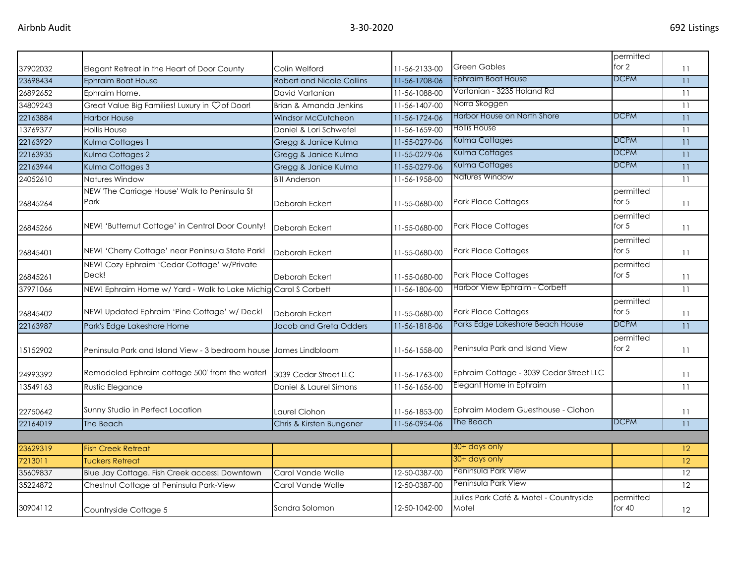| | | | | | | |
|---|---|---|---|---|---|---|
| 37902032 | Elegant Retreat in the Heart of Door County | Colin Welford | 11-56-2133-00 | Green Gables | permitted for 2 | 11 |
| 23698434 | Ephraim Boat House | Robert and Nicole Collins | 11-56-1708-06 | Ephraim Boat House | DCPM | 11 |
| 26892652 | Ephraim Home. | David Vartanian | 11-56-1088-00 | Vartanian - 3235 Holand Rd | | 11 |
| 34809243 | Great Value Big Families! Luxury in ♡of Door! | Brian & Amanda Jenkins | 11-56-1407-00 | Norra Skoggen | | 11 |
| 22163884 | Harbor House | Windsor McCutcheon | 11-56-1724-06 | Harbor House on North Shore | DCPM | 11 |
| 13769377 | Hollis House | Daniel & Lori Schwefel | 11-56-1659-00 | Hollis House | | 11 |
| 22163929 | Kulma Cottages 1 | Gregg & Janice Kulma | 11-55-0279-06 | Kulma Cottages | DCPM | 11 |
| 22163935 | Kulma Cottages 2 | Gregg & Janice Kulma | 11-55-0279-06 | Kulma Cottages | DCPM | 11 |
| 22163944 | Kulma Cottages 3 | Gregg & Janice Kulma | 11-55-0279-06 | Kulma Cottages | DCPM | 11 |
| 24052610 | Natures Window | Bill Anderson | 11-56-1958-00 | Natures Window | | 11 |
| 26845264 | NEW 'The Carriage House' Walk to Peninsula St Park | Deborah Eckert | 11-55-0680-00 | Park Place Cottages | permitted for 5 | 11 |
| 26845266 | NEW! 'Butternut Cottage' in Central Door County! | Deborah Eckert | 11-55-0680-00 | Park Place Cottages | permitted for 5 | 11 |
| 26845401 | NEW! 'Cherry Cottage' near Peninsula State Park! | Deborah Eckert | 11-55-0680-00 | Park Place Cottages | permitted for 5 | 11 |
| 26845261 | NEW! Cozy Ephraim 'Cedar Cottage' w/Private Deck! | Deborah Eckert | 11-55-0680-00 | Park Place Cottages | permitted for 5 | 11 |
| 37971066 | NEW! Ephraim Home w/ Yard - Walk to Lake Michig | Carol S Corbett | 11-56-1806-00 | Harbor View Ephraim - Corbett | | 11 |
| 26845402 | NEW! Updated Ephraim 'Pine Cottage' w/ Deck! | Deborah Eckert | 11-55-0680-00 | Park Place Cottages | permitted for 5 | 11 |
| 22163987 | Park's Edge Lakeshore Home | Jacob and Greta Odders | 11-56-1818-06 | Parks Edge Lakeshore Beach House | DCPM | 11 |
| 15152902 | Peninsula Park and Island View - 3 bedroom house | James Lindbloom | 11-56-1558-00 | Peninsula Park and Island View | permitted for 2 | 11 |
| 24993392 | Remodeled Ephraim cottage 500' from the water! | 3039 Cedar Street LLC | 11-56-1763-00 | Ephraim Cottage - 3039 Cedar Street LLC | | 11 |
| 13549163 | Rustic Elegance | Daniel & Laurel Simons | 11-56-1656-00 | Elegant Home in Ephraim | | 11 |
| 22750642 | Sunny Studio in Perfect Location | Laurel Ciohon | 11-56-1853-00 | Ephraim Modern Guesthouse - Ciohon | | 11 |
| 22164019 | The Beach | Chris & Kirsten Bungener | 11-56-0954-06 | The Beach | DCPM | 11 |
| | | | | | | |
| 23629319 | Fish Creek Retreat | | | 30+ days only | | 12 |
| 7213011 | Tuckers Retreat | | | 30+ days only | | 12 |
| 35609837 | Blue Jay Cottage. Fish Creek access! Downtown | Carol Vande Walle | 12-50-0387-00 | Peninsula Park View | | 12 |
| 35224872 | Chestnut Cottage at Peninsula Park-View | Carol Vande Walle | 12-50-0387-00 | Peninsula Park View | | 12 |
| 30904112 | Countryside Cottage 5 | Sandra Solomon | 12-50-1042-00 | Julies Park Café & Motel - Countryside Motel | permitted for 40 | 12 |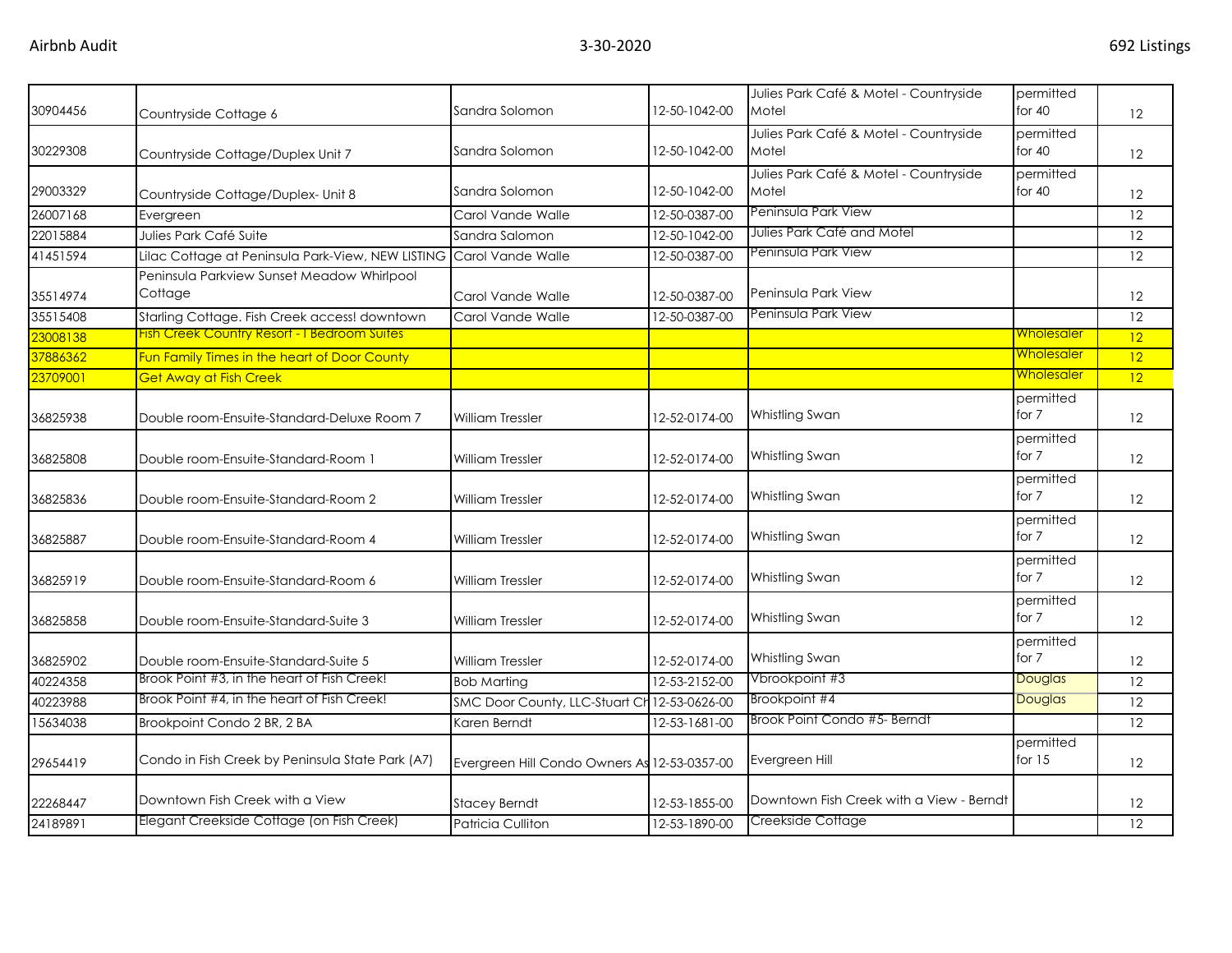| | | | | | | |
|---|---|---|---|---|---|---|
| 30904456 | Countryside Cottage 6 | Sandra Solomon | 12-50-1042-00 | Julies Park Café & Motel - Countryside Motel | permitted for 40 | 12 |
| 30229308 | Countryside Cottage/Duplex Unit 7 | Sandra Solomon | 12-50-1042-00 | Julies Park Café & Motel - Countryside Motel | permitted for 40 | 12 |
| 29003329 | Countryside Cottage/Duplex- Unit 8 | Sandra Solomon | 12-50-1042-00 | Julies Park Café & Motel - Countryside Motel | permitted for 40 | 12 |
| 26007168 | Evergreen | Carol Vande Walle | 12-50-0387-00 | Peninsula Park View | | 12 |
| 22015884 | Julies Park Café Suite | Sandra Salomon | 12-50-1042-00 | Julies Park Café and Motel | | 12 |
| 41451594 | Lilac Cottage at Peninsula Park-View, NEW LISTING | Carol Vande Walle | 12-50-0387-00 | Peninsula Park View | | 12 |
| 35514974 | Peninsula Parkview Sunset Meadow Whirlpool Cottage | Carol Vande Walle | 12-50-0387-00 | Peninsula Park View | | 12 |
| 35515408 | Starling Cottage. Fish Creek access! downtown | Carol Vande Walle | 12-50-0387-00 | Peninsula Park View | | 12 |
| 23008138 | Fish Creek Country Resort - I Bedroom Suites | | | | Wholesaler | 12 |
| 37886362 | Fun Family Times in the heart of Door County | | | | Wholesaler | 12 |
| 23709001 | Get Away at Fish Creek | | | | Wholesaler | 12 |
| 36825938 | Double room-Ensuite-Standard-Deluxe Room 7 | William Tressler | 12-52-0174-00 | Whistling Swan | permitted for 7 | 12 |
| 36825808 | Double room-Ensuite-Standard-Room 1 | William Tressler | 12-52-0174-00 | Whistling Swan | permitted for 7 | 12 |
| 36825836 | Double room-Ensuite-Standard-Room 2 | William Tressler | 12-52-0174-00 | Whistling Swan | permitted for 7 | 12 |
| 36825887 | Double room-Ensuite-Standard-Room 4 | William Tressler | 12-52-0174-00 | Whistling Swan | permitted for 7 | 12 |
| 36825919 | Double room-Ensuite-Standard-Room 6 | William Tressler | 12-52-0174-00 | Whistling Swan | permitted for 7 | 12 |
| 36825858 | Double room-Ensuite-Standard-Suite 3 | William Tressler | 12-52-0174-00 | Whistling Swan | permitted for 7 | 12 |
| 36825902 | Double room-Ensuite-Standard-Suite 5 | William Tressler | 12-52-0174-00 | Whistling Swan | permitted for 7 | 12 |
| 40224358 | Brook Point #3, in the heart of Fish Creek! | Bob Marting | 12-53-2152-00 | Vbrookpoint #3 | Douglas | 12 |
| 40223988 | Brook Point #4, in the heart of Fish Creek! | SMC Door County, LLC-Stuart Ch | 12-53-0626-00 | Brookpoint #4 | Douglas | 12 |
| 15634038 | Brookpoint Condo 2 BR, 2 BA | Karen Berndt | 12-53-1681-00 | Brook Point Condo #5- Berndt | | 12 |
| 29654419 | Condo in Fish Creek by Peninsula State Park (A7) | Evergreen Hill Condo Owners As | 12-53-0357-00 | Evergreen Hill | permitted for 15 | 12 |
| 22268447 | Downtown Fish Creek with a View | Stacey Berndt | 12-53-1855-00 | Downtown Fish Creek with a View - Berndt | | 12 |
| 24189891 | Elegant Creekside Cottage (on Fish Creek) | Patricia Culliton | 12-53-1890-00 | Creekside Cottage | | 12 |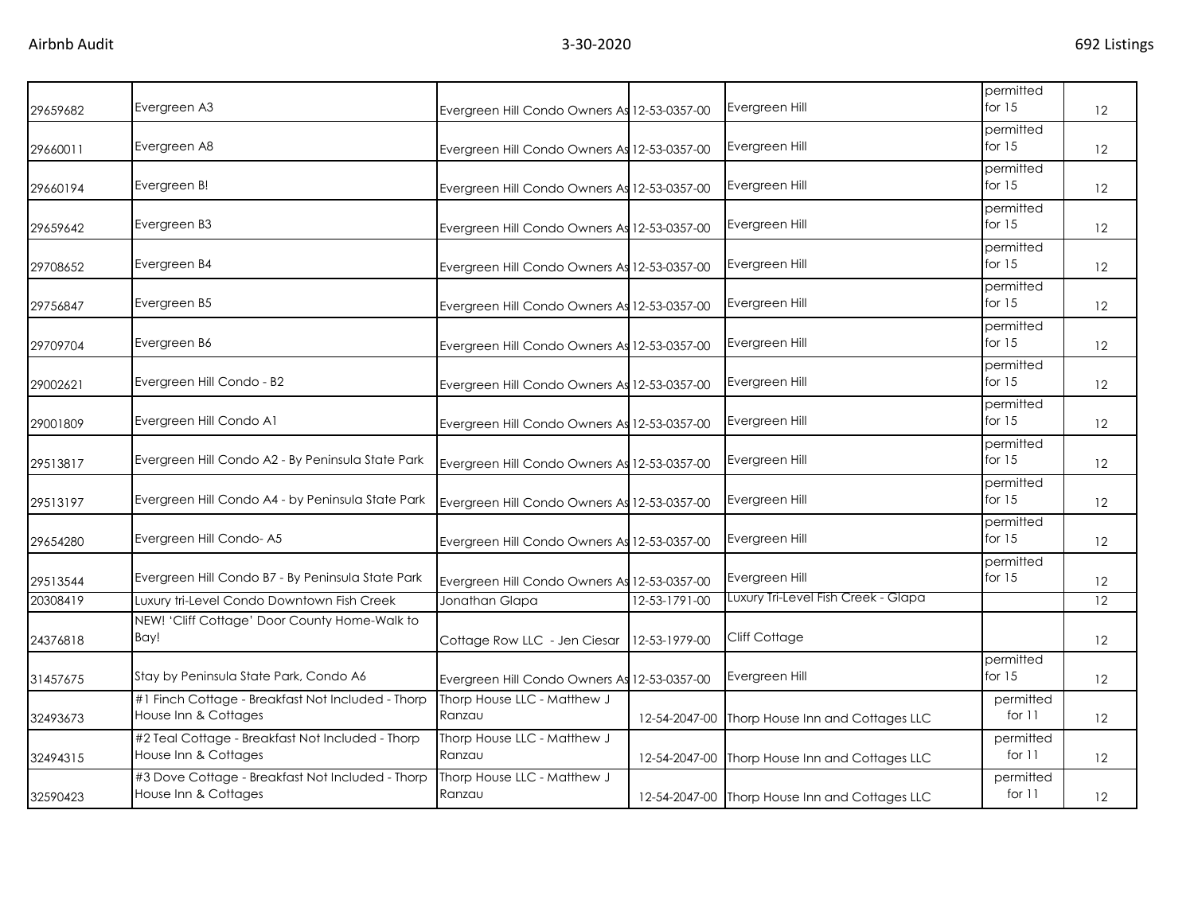| | | | | | | |
|---|---|---|---|---|---|---|
| 29659682 | Evergreen A3 | Evergreen Hill Condo Owners As | 12-53-0357-00 | Evergreen Hill | permitted for 15 | 12 |
| 29660011 | Evergreen A8 | Evergreen Hill Condo Owners As | 12-53-0357-00 | Evergreen Hill | permitted for 15 | 12 |
| 29660194 | Evergreen B! | Evergreen Hill Condo Owners As | 12-53-0357-00 | Evergreen Hill | permitted for 15 | 12 |
| 29659642 | Evergreen B3 | Evergreen Hill Condo Owners As | 12-53-0357-00 | Evergreen Hill | permitted for 15 | 12 |
| 29708652 | Evergreen B4 | Evergreen Hill Condo Owners As | 12-53-0357-00 | Evergreen Hill | permitted for 15 | 12 |
| 29756847 | Evergreen B5 | Evergreen Hill Condo Owners As | 12-53-0357-00 | Evergreen Hill | permitted for 15 | 12 |
| 29709704 | Evergreen B6 | Evergreen Hill Condo Owners As | 12-53-0357-00 | Evergreen Hill | permitted for 15 | 12 |
| 29002621 | Evergreen Hill Condo - B2 | Evergreen Hill Condo Owners As | 12-53-0357-00 | Evergreen Hill | permitted for 15 | 12 |
| 29001809 | Evergreen Hill Condo A1 | Evergreen Hill Condo Owners As | 12-53-0357-00 | Evergreen Hill | permitted for 15 | 12 |
| 29513817 | Evergreen Hill Condo A2 - By Peninsula State Park | Evergreen Hill Condo Owners As | 12-53-0357-00 | Evergreen Hill | permitted for 15 | 12 |
| 29513197 | Evergreen Hill Condo A4 - by Peninsula State Park | Evergreen Hill Condo Owners As | 12-53-0357-00 | Evergreen Hill | permitted for 15 | 12 |
| 29654280 | Evergreen Hill Condo- A5 | Evergreen Hill Condo Owners As | 12-53-0357-00 | Evergreen Hill | permitted for 15 | 12 |
| 29513544 | Evergreen Hill Condo B7 - By Peninsula State Park | Evergreen Hill Condo Owners As | 12-53-0357-00 | Evergreen Hill | permitted for 15 | 12 |
| 20308419 | Luxury tri-Level Condo Downtown Fish Creek | Jonathan Glapa | 12-53-1791-00 | Luxury Tri-Level Fish Creek - Glapa | | 12 |
| 24376818 | NEW! 'Cliff Cottage' Door County Home-Walk to Bay! | Cottage Row LLC - Jen Ciesar | 12-53-1979-00 | Cliff Cottage | | 12 |
| 31457675 | Stay by Peninsula State Park, Condo A6 | Evergreen Hill Condo Owners As | 12-53-0357-00 | Evergreen Hill | permitted for 15 | 12 |
| 32493673 | #1 Finch Cottage - Breakfast Not Included - Thorp House Inn & Cottages | Thorp House LLC - Matthew J Ranzau | 12-54-2047-00 | Thorp House Inn and Cottages LLC | permitted for 11 | 12 |
| 32494315 | #2 Teal Cottage - Breakfast Not Included - Thorp House Inn & Cottages | Thorp House LLC - Matthew J Ranzau | 12-54-2047-00 | Thorp House Inn and Cottages LLC | permitted for 11 | 12 |
| 32590423 | #3 Dove Cottage - Breakfast Not Included - Thorp House Inn & Cottages | Thorp House LLC - Matthew J Ranzau | 12-54-2047-00 | Thorp House Inn and Cottages LLC | permitted for 11 | 12 |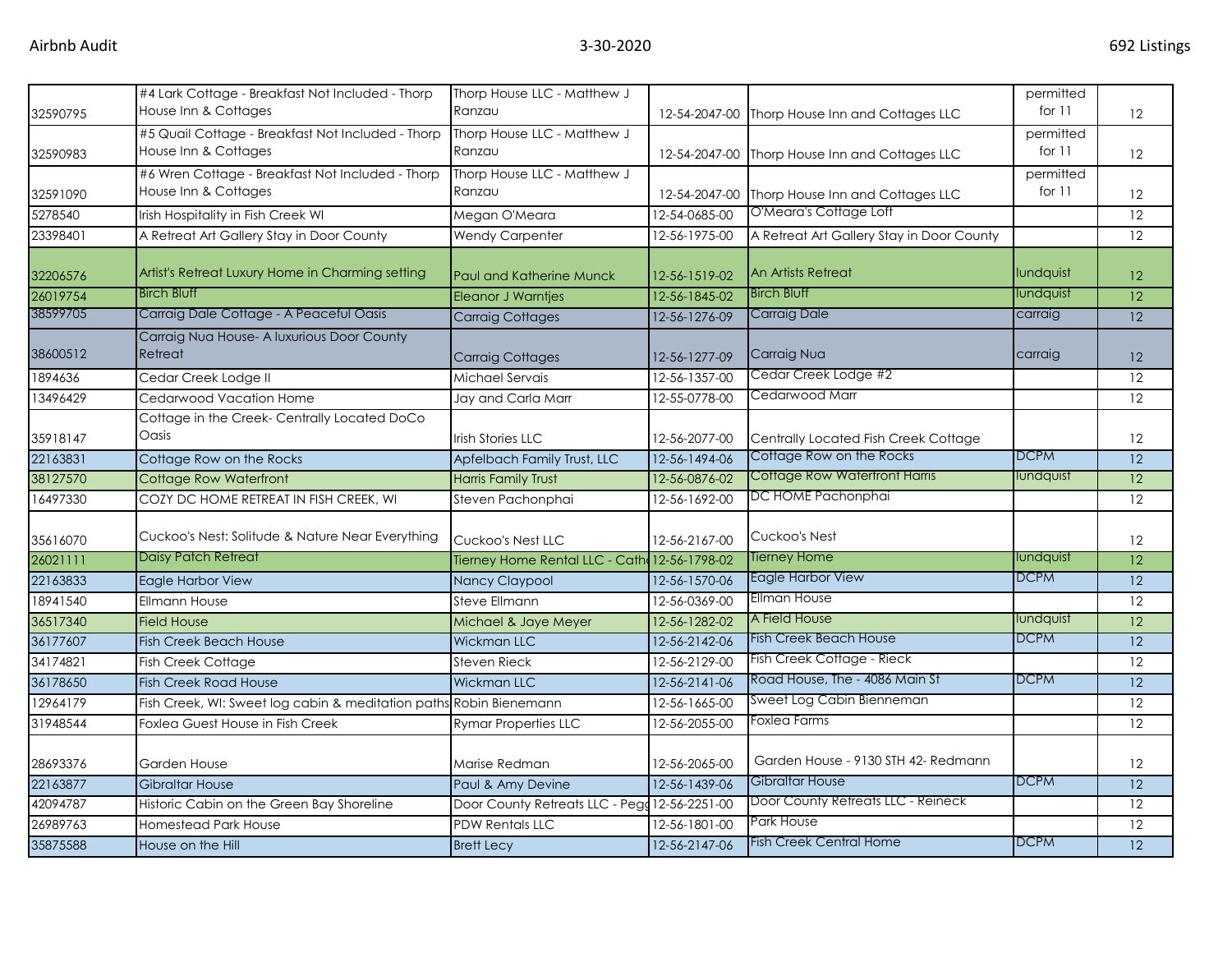| | | | | | | |
|---|---|---|---|---|---|---|
| 32590795 | #4 Lark Cottage - Breakfast Not Included - Thorp House Inn & Cottages | Thorp House LLC - Matthew J Ranzau | 12-54-2047-00 | Thorp House Inn and Cottages LLC | permitted for 11 | 12 |
| 32590983 | #5 Quail Cottage - Breakfast Not Included - Thorp House Inn & Cottages | Thorp House LLC - Matthew J Ranzau | 12-54-2047-00 | Thorp House Inn and Cottages LLC | permitted for 11 | 12 |
| 32591090 | #6 Wren Cottage - Breakfast Not Included - Thorp House Inn & Cottages | Thorp House LLC - Matthew J Ranzau | 12-54-2047-00 | Thorp House Inn and Cottages LLC | permitted for 11 | 12 |
| 5278540 | Irish Hospitality in Fish Creek WI | Megan O'Meara | 12-54-0685-00 | O'Meara's Cottage Loft | | 12 |
| 23398401 | A Retreat Art Gallery Stay in Door County | Wendy Carpenter | 12-56-1975-00 | A Retreat Art Gallery Stay in Door County | | 12 |
| 32206576 | Artist's Retreat Luxury Home in Charming setting | Paul and Katherine Munck | 12-56-1519-02 | An Artists Retreat | lundquist | 12 |
| 26019754 | Birch Bluff | Eleanor J Warntjes | 12-56-1845-02 | Birch Bluff | lundquist | 12 |
| 38599705 | Carraig Dale Cottage - A Peaceful Oasis | Carraig Cottages | 12-56-1276-09 | Carraig Dale | carraig | 12 |
| 38600512 | Carraig Nua House- A luxurious Door County Retreat | Carraig Cottages | 12-56-1277-09 | Carraig Nua | carraig | 12 |
| 1894636 | Cedar Creek Lodge II | Michael Servais | 12-56-1357-00 | Cedar Creek Lodge #2 | | 12 |
| 13496429 | Cedarwood Vacation Home | Jay and Carla Marr | 12-55-0778-00 | Cedarwood Marr | | 12 |
| 35918147 | Cottage in the Creek- Centrally Located DoCo Oasis | Irish Stories LLC | 12-56-2077-00 | Centrally Located Fish Creek Cottage | | 12 |
| 22163831 | Cottage Row on the Rocks | Apfelbach Family Trust, LLC | 12-56-1494-06 | Cottage Row on the Rocks | DCPM | 12 |
| 38127570 | Cottage Row Waterfront | Harris Family Trust | 12-56-0876-02 | Cottage Row Waterfront Harris | lundquist | 12 |
| 16497330 | COZY DC HOME RETREAT IN FISH CREEK, WI | Steven Pachonphai | 12-56-1692-00 | DC HOME Pachonphai | | 12 |
| 35616070 | Cuckoo's Nest: Solitude & Nature Near Everything | Cuckoo's Nest LLC | 12-56-2167-00 | Cuckoo's Nest | | 12 |
| 26021111 | Daisy Patch Retreat | Tierney Home Rental LLC - Cath | 12-56-1798-02 | Tierney Home | lundquist | 12 |
| 22163833 | Eagle Harbor View | Nancy Claypool | 12-56-1570-06 | Eagle Harbor View | DCPM | 12 |
| 18941540 | Ellmann House | Steve Ellmann | 12-56-0369-00 | Ellman House | | 12 |
| 36517340 | Field House | Michael & Jaye Meyer | 12-56-1282-02 | A Field House | lundquist | 12 |
| 36177607 | Fish Creek Beach House | Wickman LLC | 12-56-2142-06 | Fish Creek Beach House | DCPM | 12 |
| 34174821 | Fish Creek Cottage | Steven Rieck | 12-56-2129-00 | Fish Creek Cottage - Rieck | | 12 |
| 36178650 | Fish Creek Road House | Wickman LLC | 12-56-2141-06 | Road House, The - 4086 Main St | DCPM | 12 |
| 12964179 | Fish Creek, WI: Sweet log cabin & meditation paths | Robin Bienemann | 12-56-1665-00 | Sweet Log Cabin Bienneman | | 12 |
| 31948544 | Foxlea Guest House in Fish Creek | Rymar Properties LLC | 12-56-2055-00 | Foxlea Farms | | 12 |
| 28693376 | Garden House | Marise Redman | 12-56-2065-00 | Garden House - 9130 STH 42- Redmann | | 12 |
| 22163877 | Gibraltar House | Paul & Amy Devine | 12-56-1439-06 | Gibraltar House | DCPM | 12 |
| 42094787 | Historic Cabin on the Green Bay Shoreline | Door County Retreats LLC - Pegg | 12-56-2251-00 | Door County Retreats LLC - Reineck | | 12 |
| 26989763 | Homestead Park House | PDW Rentals LLC | 12-56-1801-00 | Park House | | 12 |
| 35875588 | House on the Hill | Brett Lecy | 12-56-2147-06 | Fish Creek Central Home | DCPM | 12 |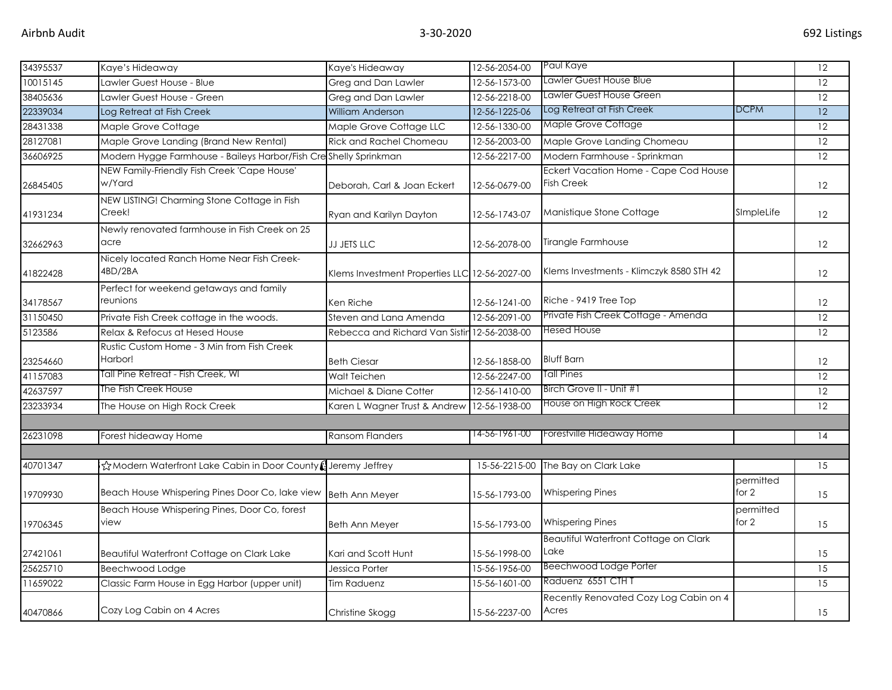| 34395537 | Kaye's Hideaway | Kaye's Hideaway | 12-56-2054-00 | Paul Kaye | | 12 |
|---|---|---|---|---|---|---|
| 10015145 | Lawler Guest House - Blue | Greg and Dan Lawler | 12-56-1573-00 | Lawler Guest House Blue | | 12 |
| 38405636 | Lawler Guest House - Green | Greg and Dan Lawler | 12-56-2218-00 | Lawler Guest House Green | | 12 |
| 22339034 | Log Retreat at Fish Creek | William Anderson | 12-56-1225-06 | Log Retreat at Fish Creek | DCPM | 12 |
| 28431338 | Maple Grove Cottage | Maple Grove Cottage LLC | 12-56-1330-00 | Maple Grove Cottage | | 12 |
| 28127081 | Maple Grove Landing (Brand New Rental) | Rick and Rachel Chomeau | 12-56-2003-00 | Maple Grove Landing Chomeau | | 12 |
| 36606925 | Modern Hygge Farmhouse - Baileys Harbor/Fish Cre | Shelly Sprinkman | 12-56-2217-00 | Modern Farmhouse - Sprinkman | | 12 |
| 26845405 | NEW Family-Friendly Fish Creek 'Cape House' w/Yard | Deborah, Carl & Joan Eckert | 12-56-0679-00 | Eckert Vacation Home - Cape Cod House Fish Creek | | 12 |
| 41931234 | NEW LISTING! Charming Stone Cottage in Fish Creek! | Ryan and Karilyn Dayton | 12-56-1743-07 | Manistique Stone Cottage | SImpleLife | 12 |
| 32662963 | Newly renovated farmhouse in Fish Creek on 25 acre | JJ JETS LLC | 12-56-2078-00 | Tirangle Farmhouse | | 12 |
| 41822428 | Nicely located Ranch Home Near Fish Creek-4BD/2BA | Klems Investment Properties LLC | 12-56-2027-00 | Klems Investments - Klimczyk 8580 STH 42 | | 12 |
| 34178567 | Perfect for weekend getaways and family reunions | Ken Riche | 12-56-1241-00 | Riche - 9419 Tree Top | | 12 |
| 31150450 | Private Fish Creek cottage in the woods. | Steven and Lana Amenda | 12-56-2091-00 | Private Fish Creek Cottage - Amenda | | 12 |
| 5123586 | Relax & Refocus at Hesed House | Rebecca and Richard Van Sistin | 12-56-2038-00 | Hesed House | | 12 |
| 23254660 | Rustic Custom Home - 3 Min from Fish Creek Harbor! | Beth Ciesar | 12-56-1858-00 | Bluff Barn | | 12 |
| 41157083 | Tall Pine Retreat - Fish Creek, WI | Walt Teichen | 12-56-2247-00 | Tall Pines | | 12 |
| 42637597 | The Fish Creek House | Michael & Diane Cotter | 12-56-1410-00 | Birch Grove II - Unit #1 | | 12 |
| 23233934 | The House on High Rock Creek | Karen L Wagner Trust & Andrew | 12-56-1938-00 | House on High Rock Creek | | 12 |
| | | | | | | |
| 26231098 | Forest hideaway Home | Ransom Flanders | 14-56-1961-00 | Forestville Hideaway Home | | 14 |
| | | | | | | |
| 40701347 | ☆Modern Waterfront Lake Cabin in Door County | Jeremy Jeffrey | 15-56-2215-00 | The Bay on Clark Lake | | 15 |
| 19709930 | Beach House Whispering Pines Door Co, lake view | Beth Ann Meyer | 15-56-1793-00 | Whispering Pines | permitted for 2 | 15 |
| 19706345 | Beach House Whispering Pines, Door Co, forest view | Beth Ann Meyer | 15-56-1793-00 | Whispering Pines | permitted for 2 | 15 |
| 27421061 | Beautiful Waterfront Cottage on Clark Lake | Kari and Scott Hunt | 15-56-1998-00 | Beautiful Waterfront Cottage on Clark Lake | | 15 |
| 25625710 | Beechwood Lodge | Jessica Porter | 15-56-1956-00 | Beechwood Lodge Porter | | 15 |
| 11659022 | Classic Farm House in Egg Harbor (upper unit) | Tim Raduenz | 15-56-1601-00 | Raduenz 6551 CTH T | | 15 |
| 40470866 | Cozy Log Cabin on 4 Acres | Christine Skogg | 15-56-2237-00 | Recently Renovated Cozy Log Cabin on 4 Acres | | 15 |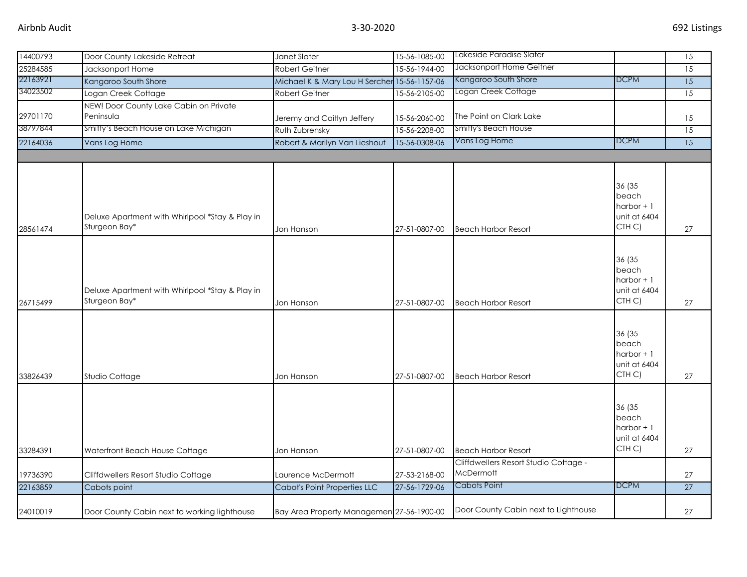| | | | | | | |
|---|---|---|---|---|---|---|
| 14400793 | Door County Lakeside Retreat | Janet Slater | 15-56-1085-00 | Lakeside Paradise Slater | | 15 |
| 25284585 | Jacksonport Home | Robert Geitner | 15-56-1944-00 | Jacksonport Home Geitner | | 15 |
| 22163921 | Kangaroo South Shore | Michael K & Mary Lou H Sercher | 15-56-1157-06 | Kangaroo South Shore | DCPM | 15 |
| 34023502 | Logan Creek Cottage | Robert Geitner | 15-56-2105-00 | Logan Creek Cottage | | 15 |
| 29701170 | NEW! Door County Lake Cabin on Private Peninsula | Jeremy and Caitlyn Jeffery | 15-56-2060-00 | The Point on Clark Lake | | 15 |
| 38797844 | Smitty's Beach House on Lake Michigan | Ruth Zubrensky | 15-56-2208-00 | Smitty's Beach House | | 15 |
| 22164036 | Vans Log Home | Robert & Marilyn Van Lieshout | 15-56-0308-06 | Vans Log Home | DCPM | 15 |
| | | | | | | |
| 28561474 | Deluxe Apartment with Whirlpool *Stay & Play in Sturgeon Bay* | Jon Hanson | 27-51-0807-00 | Beach Harbor Resort | 36 (35 beach harbor + 1 unit at 6404 CTH C) | 27 |
| 26715499 | Deluxe Apartment with Whirlpool *Stay & Play in Sturgeon Bay* | Jon Hanson | 27-51-0807-00 | Beach Harbor Resort | 36 (35 beach harbor + 1 unit at 6404 CTH C) | 27 |
| 33826439 | Studio Cottage | Jon Hanson | 27-51-0807-00 | Beach Harbor Resort | 36 (35 beach harbor + 1 unit at 6404 CTH C) | 27 |
| 33284391 | Waterfront Beach House Cottage | Jon Hanson | 27-51-0807-00 | Beach Harbor Resort | 36 (35 beach harbor + 1 unit at 6404 CTH C) | 27 |
| 19736390 | Cliffdwellers Resort Studio Cottage | Laurence McDermott | 27-53-2168-00 | Cliffdwellers Resort Studio Cottage - McDermott | | 27 |
| 22163859 | Cabots point | Cabot's Point Properties LLC | 27-56-1729-06 | Cabots Point | DCPM | 27 |
| 24010019 | Door County Cabin next to working lighthouse | Bay Area Property Managemen | 27-56-1900-00 | Door County Cabin next to Lighthouse | | 27 |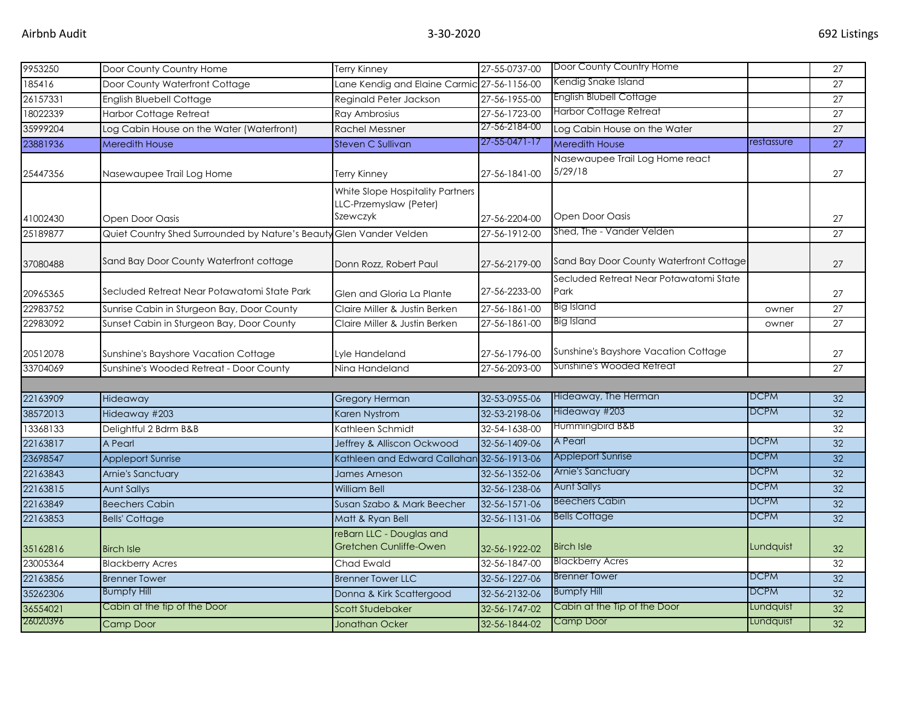| | | | | | | |
|---|---|---|---|---|---|---|
| 9953250 | Door County Country Home | Terry Kinney | 27-55-0737-00 | Door County Country Home | | 27 |
| 185416 | Door County Waterfront Cottage | Lane Kendig and Elaine Carmic | 27-56-1156-00 | Kendig Snake Island | | 27 |
| 26157331 | English Bluebell Cottage | Reginald Peter Jackson | 27-56-1955-00 | English Blubell Cottage | | 27 |
| 18022339 | Harbor Cottage Retreat | Ray Ambrosius | 27-56-1723-00 | Harbor Cottage Retreat | | 27 |
| 35999204 | Log Cabin House on the Water (Waterfront) | Rachel Messner | 27-56-2184-00 | Log Cabin House on the Water | | 27 |
| 23881936 | Meredith House | Steven C Sullivan | 27-55-0471-17 | Meredith House | restassure | 27 |
| 25447356 | Nasewaupee Trail Log Home | Terry Kinney | 27-56-1841-00 | Nasewaupee Trail Log Home react 5/29/18 | | 27 |
| 41002430 | Open Door Oasis | White Slope Hospitality Partners LLC-Przemyslaw (Peter) Szewczyk | 27-56-2204-00 | Open Door Oasis | | 27 |
| 25189877 | Quiet Country Shed Surrounded by Nature's Beauty | Glen Vander Velden | 27-56-1912-00 | Shed, The - Vander Velden | | 27 |
| 37080488 | Sand Bay Door County Waterfront cottage | Donn Rozz, Robert Paul | 27-56-2179-00 | Sand Bay Door County Waterfront Cottage | | 27 |
| 20965365 | Secluded Retreat Near Potawatomi State Park | Glen and Gloria La Plante | 27-56-2233-00 | Secluded Retreat Near Potawatomi State Park | | 27 |
| 22983752 | Sunrise Cabin in Sturgeon Bay, Door County | Claire Miller & Justin Berken | 27-56-1861-00 | Big Island | owner | 27 |
| 22983092 | Sunset Cabin in Sturgeon Bay, Door County | Claire Miller & Justin Berken | 27-56-1861-00 | Big Island | owner | 27 |
| 20512078 | Sunshine's Bayshore Vacation Cottage | Lyle Handeland | 27-56-1796-00 | Sunshine's Bayshore Vacation Cottage | | 27 |
| 33704069 | Sunshine's Wooded Retreat - Door County | Nina Handeland | 27-56-2093-00 | Sunshine's Wooded Retreat | | 27 |
| | | | | | | |
| 22163909 | Hideaway | Gregory Herman | 32-53-0955-06 | Hideaway, The Herman | DCPM | 32 |
| 38572013 | Hideaway #203 | Karen Nystrom | 32-53-2198-06 | Hideaway #203 | DCPM | 32 |
| 13368133 | Delightful 2 Bdrm B&B | Kathleen Schmidt | 32-54-1638-00 | Hummingbird B&B | | 32 |
| 22163817 | A Pearl | Jeffrey & Alliscon Ockwood | 32-56-1409-06 | A Pearl | DCPM | 32 |
| 23698547 | Appleport Sunrise | Kathleen and Edward Callahan | 32-56-1913-06 | Appleport Sunrise | DCPM | 32 |
| 22163843 | Arnie's Sanctuary | James Arneson | 32-56-1352-06 | Arnie's Sanctuary | DCPM | 32 |
| 22163815 | Aunt Sallys | William Bell | 32-56-1238-06 | Aunt Sallys | DCPM | 32 |
| 22163849 | Beechers Cabin | Susan Szabo & Mark Beecher | 32-56-1571-06 | Beechers Cabin | DCPM | 32 |
| 22163853 | Bells' Cottage | Matt & Ryan Bell | 32-56-1131-06 | Bells Cottage | DCPM | 32 |
| 35162816 | Birch Isle | reBarn LLC - Douglas and Gretchen Cunliffe-Owen | 32-56-1922-02 | Birch Isle | Lundquist | 32 |
| 23005364 | Blackberry Acres | Chad Ewald | 32-56-1847-00 | Blackberry Acres | | 32 |
| 22163856 | Brenner Tower | Brenner Tower LLC | 32-56-1227-06 | Brenner Tower | DCPM | 32 |
| 35262306 | Bumpfy Hill | Donna & Kirk Scattergood | 32-56-2132-06 | Bumpfy Hill | DCPM | 32 |
| 36554021 | Cabin at the tip of the Door | Scott Studebaker | 32-56-1747-02 | Cabin at the Tip of the Door | Lundquist | 32 |
| 26020396 | Camp Door | Jonathan Ocker | 32-56-1844-02 | Camp Door | Lundquist | 32 |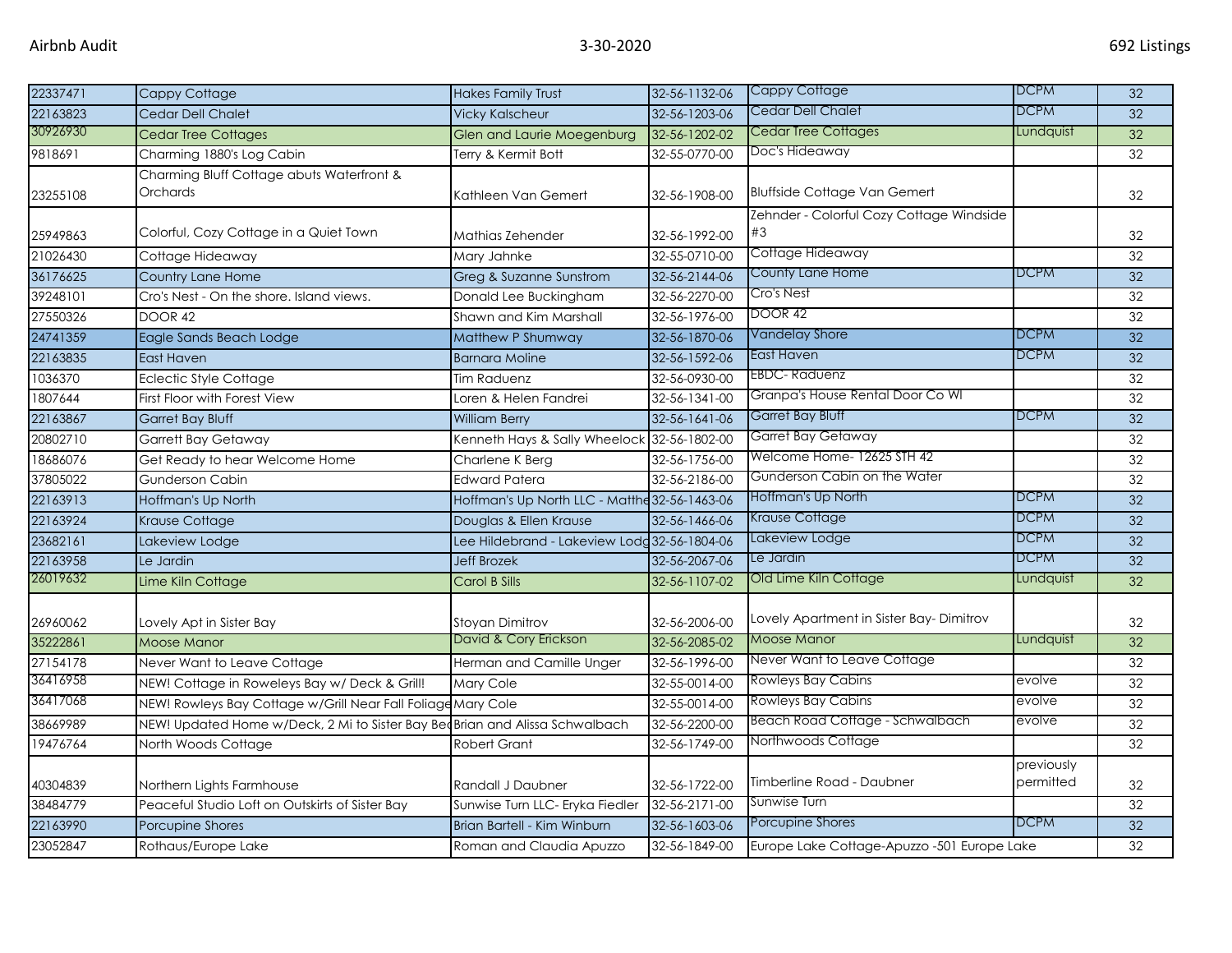| 22337471 | Cappy Cottage | Hakes Family Trust | 32-56-1132-06 | Cappy Cottage | DCPM | 32 |
|---|---|---|---|---|---|---|
| 22163823 | Cedar Dell Chalet | Vicky Kalscheur | 32-56-1203-06 | Cedar Dell Chalet | DCPM | 32 |
| 30926930 | Cedar Tree Cottages | Glen and Laurie Moegenburg | 32-56-1202-02 | Cedar Tree Cottages | Lundquist | 32 |
| 9818691 | Charming 1880's Log Cabin | Terry & Kermit Bott | 32-55-0770-00 | Doc's Hideaway | | 32 |
| 23255108 | Charming Bluff Cottage abuts Waterfront & Orchards | Kathleen Van Gemert | 32-56-1908-00 | Bluffside Cottage Van Gemert | | 32 |
| 25949863 | Colorful, Cozy Cottage in a Quiet Town | Mathias Zehender | 32-56-1992-00 | Zehnder - Colorful Cozy Cottage Windside #3 | | 32 |
| 21026430 | Cottage Hideaway | Mary Jahnke | 32-55-0710-00 | Cottage Hideaway | | 32 |
| 36176625 | Country Lane Home | Greg & Suzanne Sunstrom | 32-56-2144-06 | County Lane Home | DCPM | 32 |
| 39248101 | Cro's Nest - On the shore. Island views. | Donald Lee Buckingham | 32-56-2270-00 | Cro's Nest | | 32 |
| 27550326 | DOOR 42 | Shawn and Kim Marshall | 32-56-1976-00 | DOOR 42 | | 32 |
| 24741359 | Eagle Sands Beach Lodge | Matthew P Shumway | 32-56-1870-06 | Vandelay Shore | DCPM | 32 |
| 22163835 | East Haven | Barnara Moline | 32-56-1592-06 | East Haven | DCPM | 32 |
| 1036370 | Eclectic Style Cottage | Tim Raduenz | 32-56-0930-00 | EBDC- Raduenz | | 32 |
| 1807644 | First Floor with Forest View | Loren & Helen Fandrei | 32-56-1341-00 | Granpa's House Rental Door Co WI | | 32 |
| 22163867 | Garret Bay Bluff | William Berry | 32-56-1641-06 | Garret Bay Bluff | DCPM | 32 |
| 20802710 | Garrett Bay Getaway | Kenneth Hays & Sally Wheelock | 32-56-1802-00 | Garret Bay Getaway | | 32 |
| 18686076 | Get Ready to hear Welcome Home | Charlene K Berg | 32-56-1756-00 | Welcome Home- 12625 STH 42 | | 32 |
| 37805022 | Gunderson Cabin | Edward Patera | 32-56-2186-00 | Gunderson Cabin on the Water | | 32 |
| 22163913 | Hoffman's Up North | Hoffman's Up North LLC - Matthe | 32-56-1463-06 | Hoffman's Up North | DCPM | 32 |
| 22163924 | Krause Cottage | Douglas & Ellen Krause | 32-56-1466-06 | Krause Cottage | DCPM | 32 |
| 23682161 | Lakeview Lodge | Lee Hildebrand - Lakeview Lodg | 32-56-1804-06 | Lakeview Lodge | DCPM | 32 |
| 22163958 | Le Jardin | Jeff Brozek | 32-56-2067-06 | Le Jardin | DCPM | 32 |
| 26019632 | Lime Kiln Cottage | Carol B Sills | 32-56-1107-02 | Old Lime Kiln Cottage | Lundquist | 32 |
| 26960062 | Lovely Apt in Sister Bay | Stoyan Dimitrov | 32-56-2006-00 | Lovely Apartment in Sister Bay- Dimitrov | | 32 |
| 35222861 | Moose Manor | David & Cory Erickson | 32-56-2085-02 | Moose Manor | Lundquist | 32 |
| 27154178 | Never Want to Leave Cottage | Herman and Camille Unger | 32-56-1996-00 | Never Want to Leave Cottage | | 32 |
| 36416958 | NEW! Cottage in Roweleys Bay w/ Deck & Grill! | Mary Cole | 32-55-0014-00 | Rowleys Bay Cabins | evolve | 32 |
| 36417068 | NEW! Rowleys Bay Cottage w/Grill Near Fall Foliage | Mary Cole | 32-55-0014-00 | Rowleys Bay Cabins | evolve | 32 |
| 38669989 | NEW! Updated Home w/Deck, 2 Mi to Sister Bay Bea | Brian and Alissa Schwalbach | 32-56-2200-00 | Beach Road Cottage - Schwalbach | evolve | 32 |
| 19476764 | North Woods Cottage | Robert Grant | 32-56-1749-00 | Northwoods Cottage | | 32 |
| 40304839 | Northern Lights Farmhouse | Randall J Daubner | 32-56-1722-00 | Timberline Road - Daubner | previously permitted | 32 |
| 38484779 | Peaceful Studio Loft on Outskirts of Sister Bay | Sunwise Turn LLC- Eryka Fiedler | 32-56-2171-00 | Sunwise Turn | | 32 |
| 22163990 | Porcupine Shores | Brian Bartell - Kim Winburn | 32-56-1603-06 | Porcupine Shores | DCPM | 32 |
| 23052847 | Rothaus/Europe Lake | Roman and Claudia Apuzzo | 32-56-1849-00 | Europe Lake Cottage-Apuzzo -501 Europe Lake | | 32 |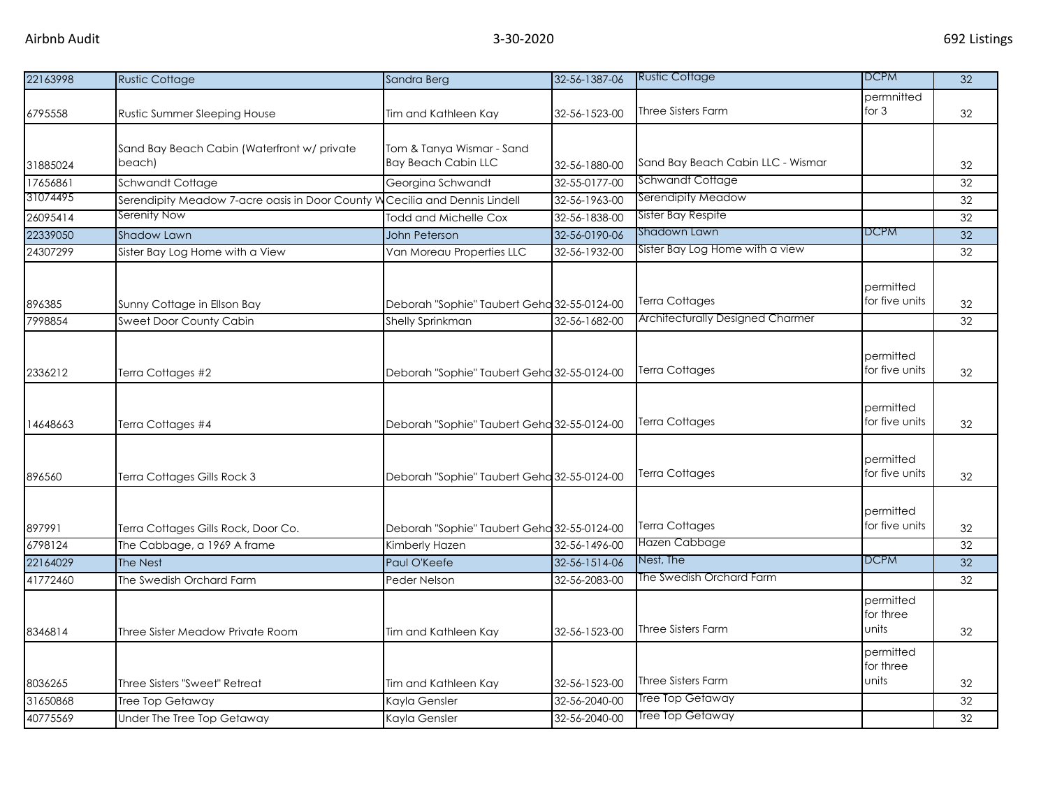| | | | | | | |
|---|---|---|---|---|---|---|
| 22163998 | Rustic Cottage | Sandra Berg | 32-56-1387-06 | Rustic Cottage | DCPM | 32 |
| 6795558 | Rustic Summer Sleeping House | Tim and Kathleen Kay | 32-56-1523-00 | Three Sisters Farm | permnitted for 3 | 32 |
| 31885024 | Sand Bay Beach Cabin (Waterfront w/ private beach) | Tom & Tanya Wismar - Sand Bay Beach Cabin LLC | 32-56-1880-00 | Sand Bay Beach Cabin LLC - Wismar | | 32 |
| 17656861 | Schwandt Cottage | Georgina Schwandt | 32-55-0177-00 | Schwandt Cottage | | 32 |
| 31074495 | Serendipity Meadow 7-acre oasis in Door County W | Cecilia and Dennis Lindell | 32-56-1963-00 | Serendipity Meadow | | 32 |
| 26095414 | Serenity Now | Todd and Michelle Cox | 32-56-1838-00 | Sister Bay Respite | | 32 |
| 22339050 | Shadow Lawn | John Peterson | 32-56-0190-06 | Shadown Lawn | DCPM | 32 |
| 24307299 | Sister Bay Log Home with a View | Van Moreau Properties LLC | 32-56-1932-00 | Sister Bay Log Home with a view | | 32 |
| 896385 | Sunny Cottage in Ellson Bay | Deborah "Sophie" Taubert Geha | 32-55-0124-00 | Terra Cottages | permitted for five units | 32 |
| 7998854 | Sweet Door County Cabin | Shelly Sprinkman | 32-56-1682-00 | Architecturally Designed Charmer | | 32 |
| 2336212 | Terra Cottages #2 | Deborah "Sophie" Taubert Geha | 32-55-0124-00 | Terra Cottages | permitted for five units | 32 |
| 14648663 | Terra Cottages #4 | Deborah "Sophie" Taubert Geha | 32-55-0124-00 | Terra Cottages | permitted for five units | 32 |
| 896560 | Terra Cottages Gills Rock 3 | Deborah "Sophie" Taubert Geha | 32-55-0124-00 | Terra Cottages | permitted for five units | 32 |
| 897991 | Terra Cottages Gills Rock, Door Co. | Deborah "Sophie" Taubert Geha | 32-55-0124-00 | Terra Cottages | permitted for five units | 32 |
| 6798124 | The Cabbage, a 1969 A frame | Kimberly Hazen | 32-56-1496-00 | Hazen Cabbage | | 32 |
| 22164029 | The Nest | Paul O'Keefe | 32-56-1514-06 | Nest, The | DCPM | 32 |
| 41772460 | The Swedish Orchard Farm | Peder Nelson | 32-56-2083-00 | The Swedish Orchard Farm | | 32 |
| 8346814 | Three Sister Meadow Private Room | Tim and Kathleen Kay | 32-56-1523-00 | Three Sisters Farm | permitted for three units | 32 |
| 8036265 | Three Sisters "Sweet" Retreat | Tim and Kathleen Kay | 32-56-1523-00 | Three Sisters Farm | permitted for three units | 32 |
| 31650868 | Tree Top Getaway | Kayla Gensler | 32-56-2040-00 | Tree Top Getaway | | 32 |
| 40775569 | Under The Tree Top Getaway | Kayla Gensler | 32-56-2040-00 | Tree Top Getaway | | 32 |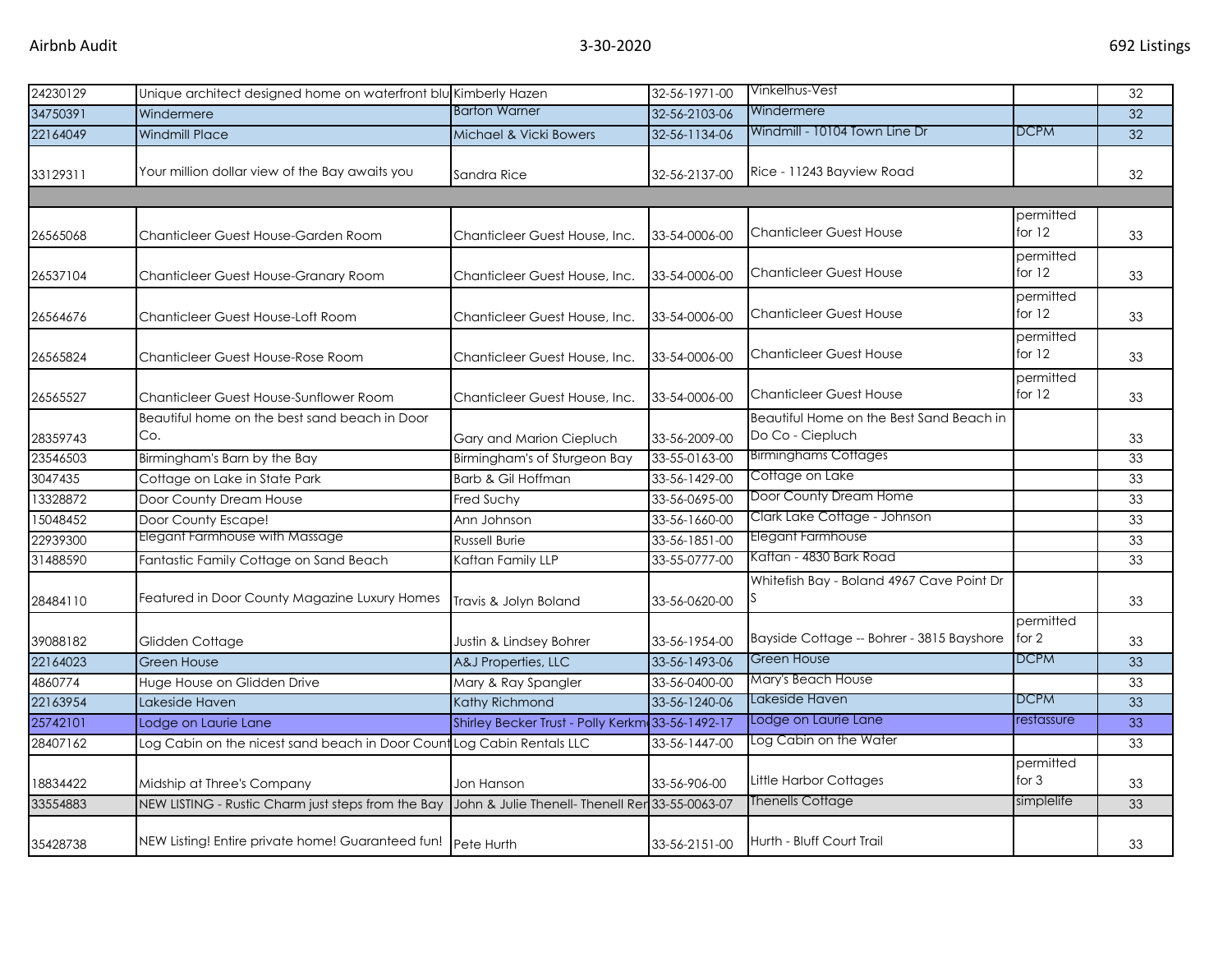| | | | | | | |
|---|---|---|---|---|---|---|
| 24230129 | Unique architect designed home on waterfront blu | Kimberly Hazen | 32-56-1971-00 | Vinkelhus-Vest | | 32 |
| 34750391 | Windermere | Barton Warner | 32-56-2103-06 | Windermere | | 32 |
| 22164049 | Windmill Place | Michael & Vicki Bowers | 32-56-1134-06 | Windmill - 10104 Town Line Dr | DCPM | 32 |
| 33129311 | Your million dollar view of the Bay awaits you | Sandra Rice | 32-56-2137-00 | Rice - 11243 Bayview Road | | 32 |
| | | | | | | |
| 26565068 | Chanticleer Guest House-Garden Room | Chanticleer Guest House, Inc. | 33-54-0006-00 | Chanticleer Guest House | permitted for 12 | 33 |
| 26537104 | Chanticleer Guest House-Granary Room | Chanticleer Guest House, Inc. | 33-54-0006-00 | Chanticleer Guest House | permitted for 12 | 33 |
| 26564676 | Chanticleer Guest House-Loft Room | Chanticleer Guest House, Inc. | 33-54-0006-00 | Chanticleer Guest House | permitted for 12 | 33 |
| 26565824 | Chanticleer Guest House-Rose Room | Chanticleer Guest House, Inc. | 33-54-0006-00 | Chanticleer Guest House | permitted for 12 | 33 |
| 26565527 | Chanticleer Guest House-Sunflower Room | Chanticleer Guest House, Inc. | 33-54-0006-00 | Chanticleer Guest House | permitted for 12 | 33 |
| 28359743 | Beautiful home on the best sand beach in Door Co. | Gary and Marion Ciepluch | 33-56-2009-00 | Beautiful Home on the Best Sand Beach in Do Co - Ciepluch | | 33 |
| 23546503 | Birmingham's Barn by the Bay | Birmingham's of Sturgeon Bay | 33-55-0163-00 | Birminghams Cottages | | 33 |
| 3047435 | Cottage on Lake in State Park | Barb & Gil Hoffman | 33-56-1429-00 | Cottage on Lake | | 33 |
| 13328872 | Door County Dream House | Fred Suchy | 33-56-0695-00 | Door County Dream Home | | 33 |
| 15048452 | Door County Escape! | Ann Johnson | 33-56-1660-00 | Clark Lake Cottage - Johnson | | 33 |
| 22939300 | Elegant Farmhouse with Massage | Russell Burie | 33-56-1851-00 | Elegant Farmhouse | | 33 |
| 31488590 | Fantastic Family Cottage on Sand Beach | Kaftan Family LLP | 33-55-0777-00 | Kaftan - 4830 Bark Road | | 33 |
| 28484110 | Featured in Door County Magazine Luxury Homes | Travis & Jolyn Boland | 33-56-0620-00 | Whitefish Bay - Boland 4967 Cave Point Dr S | | 33 |
| 39088182 | Glidden Cottage | Justin & Lindsey Bohrer | 33-56-1954-00 | Bayside Cottage -- Bohrer - 3815 Bayshore | permitted for 2 | 33 |
| 22164023 | Green House | A&J Properties, LLC | 33-56-1493-06 | Green House | DCPM | 33 |
| 4860774 | Huge House on Glidden Drive | Mary & Ray Spangler | 33-56-0400-00 | Mary's Beach House | | 33 |
| 22163954 | Lakeside Haven | Kathy Richmond | 33-56-1240-06 | Lakeside Haven | DCPM | 33 |
| 25742101 | Lodge on Laurie Lane | Shirley Becker Trust - Polly Kerkm | 33-56-1492-17 | Lodge on Laurie Lane | restassure | 33 |
| 28407162 | Log Cabin on the nicest sand beach in Door Count | Log Cabin Rentals LLC | 33-56-1447-00 | Log Cabin on the Water | | 33 |
| 18834422 | Midship at Three's Company | Jon Hanson | 33-56-906-00 | Little Harbor Cottages | permitted for 3 | 33 |
| 33554883 | NEW LISTING - Rustic Charm just steps from the Bay | John & Julie Thenell- Thenell Ren | 33-55-0063-07 | Thenells Cottage | simplelife | 33 |
| 35428738 | NEW Listing! Entire private home! Guaranteed fun! | Pete Hurth | 33-56-2151-00 | Hurth - Bluff Court Trail | | 33 |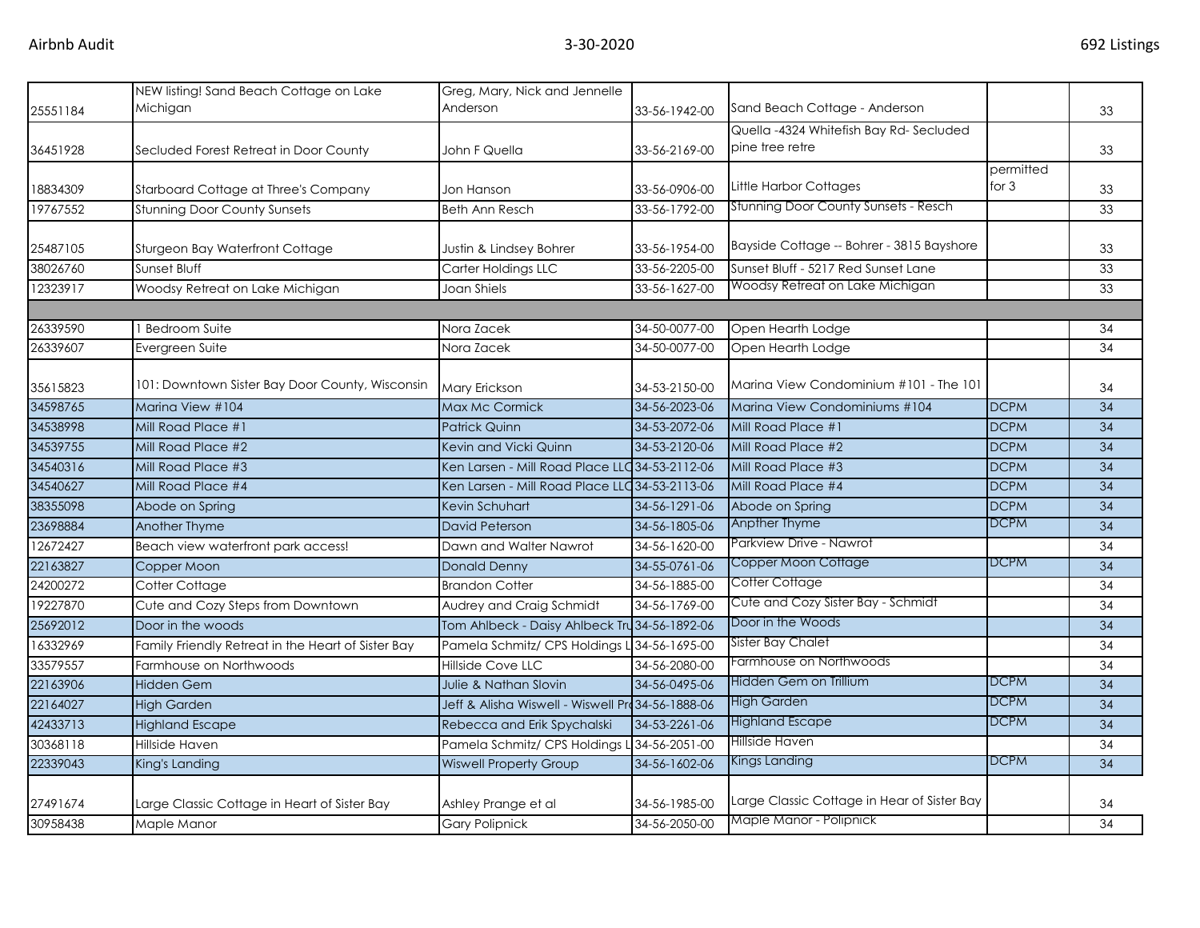| | | | | | | |
|---|---|---|---|---|---|---|
| 25551184 | NEW listing! Sand Beach Cottage on Lake Michigan | Greg, Mary, Nick and Jennelle Anderson | 33-56-1942-00 | Sand Beach Cottage - Anderson | | 33 |
| 36451928 | Secluded Forest Retreat in Door County | John F Quella | 33-56-2169-00 | Quella -4324 Whitefish Bay Rd- Secluded pine tree retre | | 33 |
| 18834309 | Starboard Cottage at Three's Company | Jon Hanson | 33-56-0906-00 | Little Harbor Cottages | permitted for 3 | 33 |
| 19767552 | Stunning Door County Sunsets | Beth Ann Resch | 33-56-1792-00 | Stunning Door County Sunsets - Resch | | 33 |
| 25487105 | Sturgeon Bay Waterfront Cottage | Justin & Lindsey Bohrer | 33-56-1954-00 | Bayside Cottage -- Bohrer - 3815 Bayshore | | 33 |
| 38026760 | Sunset Bluff | Carter Holdings LLC | 33-56-2205-00 | Sunset Bluff - 5217 Red Sunset Lane | | 33 |
| 12323917 | Woodsy Retreat on Lake Michigan | Joan Shiels | 33-56-1627-00 | Woodsy Retreat on Lake Michigan | | 33 |
| | | | | | | |
| 26339590 | 1 Bedroom Suite | Nora Zacek | 34-50-0077-00 | Open Hearth Lodge | | 34 |
| 26339607 | Evergreen Suite | Nora Zacek | 34-50-0077-00 | Open Hearth Lodge | | 34 |
| 35615823 | 101: Downtown Sister Bay Door County, Wisconsin | Mary Erickson | 34-53-2150-00 | Marina View Condominium #101 - The 101 | | 34 |
| 34598765 | Marina View #104 | Max Mc Cormick | 34-56-2023-06 | Marina View Condominiums #104 | DCPM | 34 |
| 34538998 | Mill Road Place #1 | Patrick Quinn | 34-53-2072-06 | Mill Road Place #1 | DCPM | 34 |
| 34539755 | Mill Road Place #2 | Kevin and Vicki Quinn | 34-53-2120-06 | Mill Road Place #2 | DCPM | 34 |
| 34540316 | Mill Road Place #3 | Ken Larsen - Mill Road Place LLC | 34-53-2112-06 | Mill Road Place #3 | DCPM | 34 |
| 34540627 | Mill Road Place #4 | Ken Larsen - Mill Road Place LLC | 34-53-2113-06 | Mill Road Place #4 | DCPM | 34 |
| 38355098 | Abode on Spring | Kevin Schuhart | 34-56-1291-06 | Abode on Spring | DCPM | 34 |
| 23698884 | Another Thyme | David Peterson | 34-56-1805-06 | Anpther Thyme | DCPM | 34 |
| 12672427 | Beach view waterfront park access! | Dawn and Walter Nawrot | 34-56-1620-00 | Parkview Drive - Nawrot | | 34 |
| 22163827 | Copper Moon | Donald Denny | 34-55-0761-06 | Copper Moon Cottage | DCPM | 34 |
| 24200272 | Cotter Cottage | Brandon Cotter | 34-56-1885-00 | Cotter Cottage | | 34 |
| 19227870 | Cute and Cozy Steps from Downtown | Audrey and Craig Schmidt | 34-56-1769-00 | Cute and Cozy Sister Bay - Schmidt | | 34 |
| 25692012 | Door in the woods | Tom Ahlbeck - Daisy Ahlbeck Tru | 34-56-1892-06 | Door in the Woods | | 34 |
| 16332969 | Family Friendly Retreat in the Heart of Sister Bay | Pamela Schmitz/ CPS Holdings L | 34-56-1695-00 | Sister Bay Chalet | | 34 |
| 33579557 | Farmhouse on Northwoods | Hillside Cove LLC | 34-56-2080-00 | Farmhouse on Northwoods | | 34 |
| 22163906 | Hidden Gem | Julie & Nathan Slovin | 34-56-0495-06 | Hidden Gem on Trillium | DCPM | 34 |
| 22164027 | High Garden | Jeff & Alisha Wiswell - Wiswell Pro | 34-56-1888-06 | High Garden | DCPM | 34 |
| 42433713 | Highland Escape | Rebecca and Erik Spychalski | 34-53-2261-06 | Highland Escape | DCPM | 34 |
| 30368118 | Hillside Haven | Pamela Schmitz/ CPS Holdings L | 34-56-2051-00 | Hillside Haven | | 34 |
| 22339043 | King's Landing | Wiswell Property Group | 34-56-1602-06 | Kings Landing | DCPM | 34 |
| 27491674 | Large Classic Cottage in Heart of Sister Bay | Ashley Prange et al | 34-56-1985-00 | Large Classic Cottage in Hear of Sister Bay | | 34 |
| 30958438 | Maple Manor | Gary Polipnick | 34-56-2050-00 | Maple Manor - Polipnick | | 34 |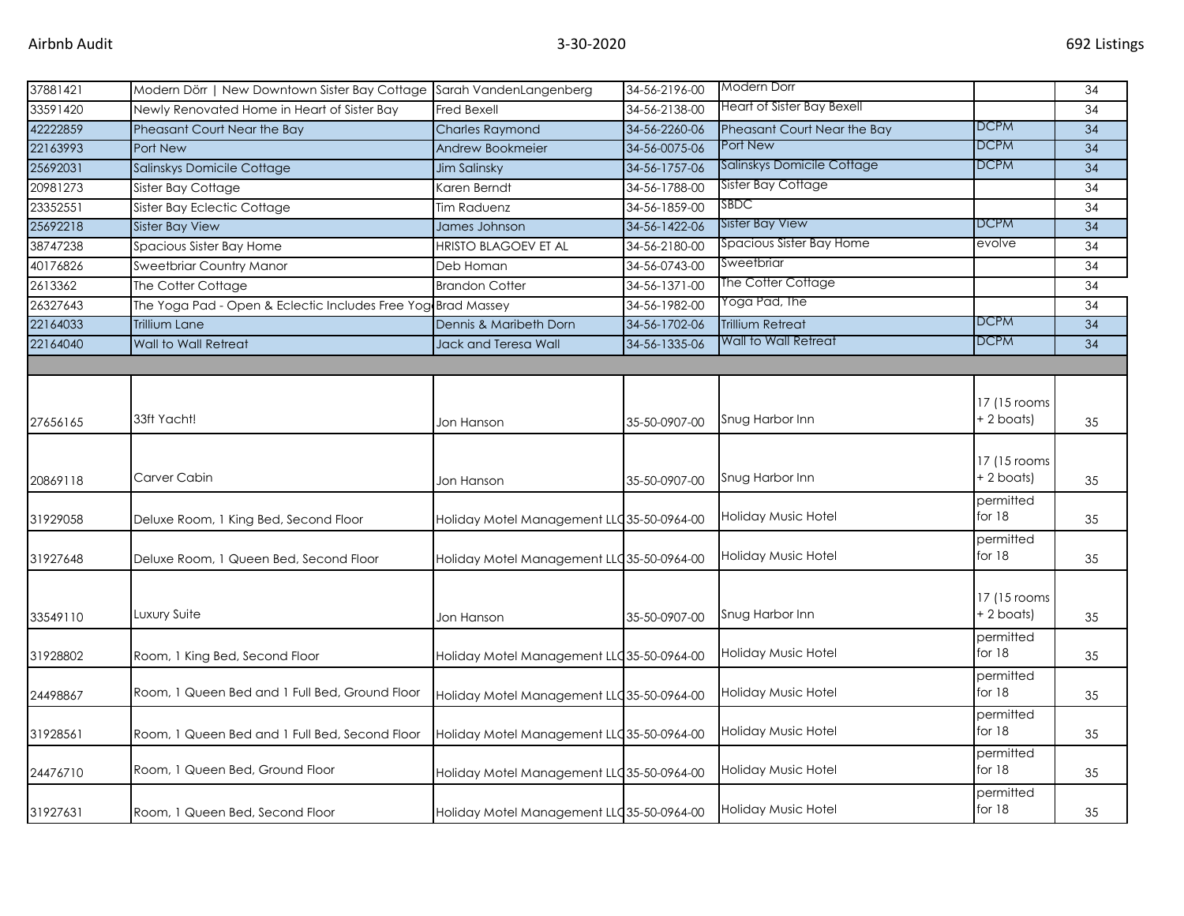| | | | | | | |
|---|---|---|---|---|---|---|
| 37881421 | Modern Dörr \| New Downtown Sister Bay Cottage | Sarah VandenLangenberg | 34-56-2196-00 | Modern Dorr | | 34 |
| 33591420 | Newly Renovated Home in Heart of Sister Bay | Fred Bexell | 34-56-2138-00 | Heart of Sister Bay Bexell | | 34 |
| 42222859 | Pheasant Court Near the Bay | Charles Raymond | 34-56-2260-06 | Pheasant Court Near the Bay | DCPM | 34 |
| 22163993 | Port New | Andrew Bookmeier | 34-56-0075-06 | Port New | DCPM | 34 |
| 25692031 | Salinskys Domicile Cottage | Jim Salinsky | 34-56-1757-06 | Salinskys Domicile Cottage | DCPM | 34 |
| 20981273 | Sister Bay Cottage | Karen Berndt | 34-56-1788-00 | Sister Bay Cottage | | 34 |
| 23352551 | Sister Bay Eclectic Cottage | Tim Raduenz | 34-56-1859-00 | SBDC | | 34 |
| 25692218 | Sister Bay View | James Johnson | 34-56-1422-06 | Sister Bay View | DCPM | 34 |
| 38747238 | Spacious Sister Bay Home | HRISTO BLAGOEV ET AL | 34-56-2180-00 | Spacious Sister Bay Home | evolve | 34 |
| 40176826 | Sweetbriar Country Manor | Deb Homan | 34-56-0743-00 | Sweetbriar | | 34 |
| 2613362 | The Cotter Cottage | Brandon Cotter | 34-56-1371-00 | The Cotter Cottage | | 34 |
| 26327643 | The Yoga Pad - Open & Eclectic Includes Free Yog | Brad Massey | 34-56-1982-00 | Yoga Pad, The | | 34 |
| 22164033 | Trillium Lane | Dennis & Maribeth Dorn | 34-56-1702-06 | Trillium Retreat | DCPM | 34 |
| 22164040 | Wall to Wall Retreat | Jack and Teresa Wall | 34-56-1335-06 | Wall to Wall Retreat | DCPM | 34 |
| | | | | | | |
| 27656165 | 33ft Yacht! | Jon Hanson | 35-50-0907-00 | Snug Harbor Inn | 17 (15 rooms + 2 boats) | 35 |
| 20869118 | Carver Cabin | Jon Hanson | 35-50-0907-00 | Snug Harbor Inn | 17 (15 rooms + 2 boats) | 35 |
| 31929058 | Deluxe Room, 1 King Bed, Second Floor | Holiday Motel Management LLC | 35-50-0964-00 | Holiday Music Hotel | permitted for 18 | 35 |
| 31927648 | Deluxe Room, 1 Queen Bed, Second Floor | Holiday Motel Management LLC | 35-50-0964-00 | Holiday Music Hotel | permitted for 18 | 35 |
| 33549110 | Luxury Suite | Jon Hanson | 35-50-0907-00 | Snug Harbor Inn | 17 (15 rooms + 2 boats) | 35 |
| 31928802 | Room, 1 King Bed, Second Floor | Holiday Motel Management LLC | 35-50-0964-00 | Holiday Music Hotel | permitted for 18 | 35 |
| 24498867 | Room, 1 Queen Bed and 1 Full Bed, Ground Floor | Holiday Motel Management LLC | 35-50-0964-00 | Holiday Music Hotel | permitted for 18 | 35 |
| 31928561 | Room, 1 Queen Bed and 1 Full Bed, Second Floor | Holiday Motel Management LLC | 35-50-0964-00 | Holiday Music Hotel | permitted for 18 | 35 |
| 24476710 | Room, 1 Queen Bed, Ground Floor | Holiday Motel Management LLC | 35-50-0964-00 | Holiday Music Hotel | permitted for 18 | 35 |
| 31927631 | Room, 1 Queen Bed, Second Floor | Holiday Motel Management LLC | 35-50-0964-00 | Holiday Music Hotel | permitted for 18 | 35 |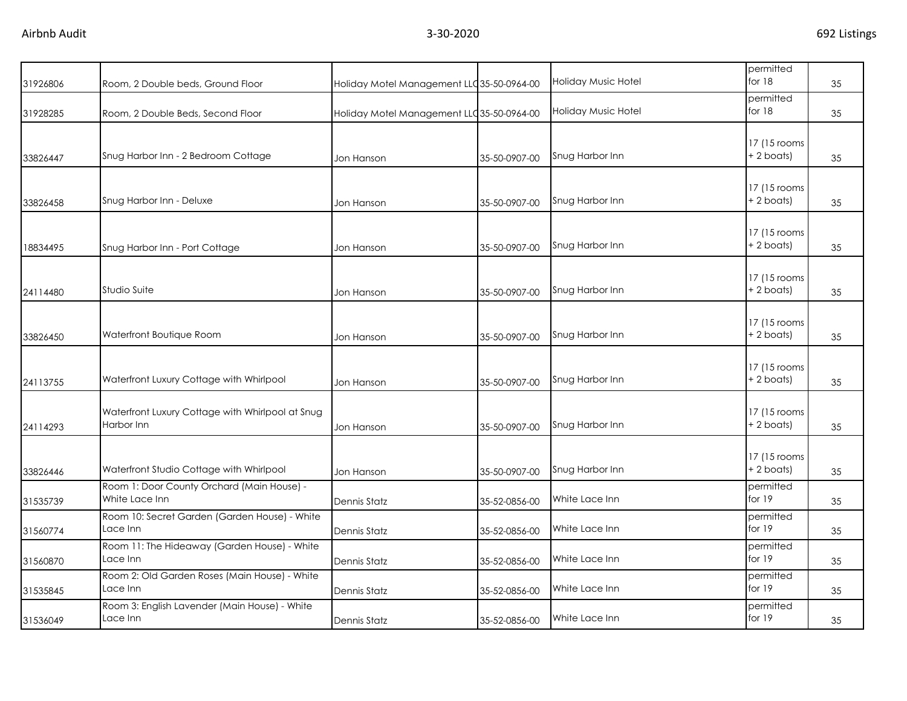| | | | | | | |
|---|---|---|---|---|---|---|
| 31926806 | Room, 2 Double beds, Ground Floor | Holiday Motel Management LLC | 35-50-0964-00 | Holiday Music Hotel | permitted for 18 | 35 |
| 31928285 | Room, 2 Double Beds, Second Floor | Holiday Motel Management LLC | 35-50-0964-00 | Holiday Music Hotel | permitted for 18 | 35 |
| 33826447 | Snug Harbor Inn - 2 Bedroom Cottage | Jon Hanson | 35-50-0907-00 | Snug Harbor Inn | 17 (15 rooms + 2 boats) | 35 |
| 33826458 | Snug Harbor Inn - Deluxe | Jon Hanson | 35-50-0907-00 | Snug Harbor Inn | 17 (15 rooms + 2 boats) | 35 |
| 18834495 | Snug Harbor Inn - Port Cottage | Jon Hanson | 35-50-0907-00 | Snug Harbor Inn | 17 (15 rooms + 2 boats) | 35 |
| 24114480 | Studio Suite | Jon Hanson | 35-50-0907-00 | Snug Harbor Inn | 17 (15 rooms + 2 boats) | 35 |
| 33826450 | Waterfront Boutique Room | Jon Hanson | 35-50-0907-00 | Snug Harbor Inn | 17 (15 rooms + 2 boats) | 35 |
| 24113755 | Waterfront Luxury Cottage with Whirlpool | Jon Hanson | 35-50-0907-00 | Snug Harbor Inn | 17 (15 rooms + 2 boats) | 35 |
| 24114293 | Waterfront Luxury Cottage with Whirlpool at Snug Harbor Inn | Jon Hanson | 35-50-0907-00 | Snug Harbor Inn | 17 (15 rooms + 2 boats) | 35 |
| 33826446 | Waterfront Studio Cottage with Whirlpool | Jon Hanson | 35-50-0907-00 | Snug Harbor Inn | 17 (15 rooms + 2 boats) | 35 |
| 31535739 | Room 1: Door County Orchard (Main House) - White Lace Inn | Dennis Statz | 35-52-0856-00 | White Lace Inn | permitted for 19 | 35 |
| 31560774 | Room 10: Secret Garden (Garden House) - White Lace Inn | Dennis Statz | 35-52-0856-00 | White Lace Inn | permitted for 19 | 35 |
| 31560870 | Room 11: The Hideaway (Garden House) - White Lace Inn | Dennis Statz | 35-52-0856-00 | White Lace Inn | permitted for 19 | 35 |
| 31535845 | Room 2: Old Garden Roses (Main House) - White Lace Inn | Dennis Statz | 35-52-0856-00 | White Lace Inn | permitted for 19 | 35 |
| 31536049 | Room 3: English Lavender (Main House) - White Lace Inn | Dennis Statz | 35-52-0856-00 | White Lace Inn | permitted for 19 | 35 |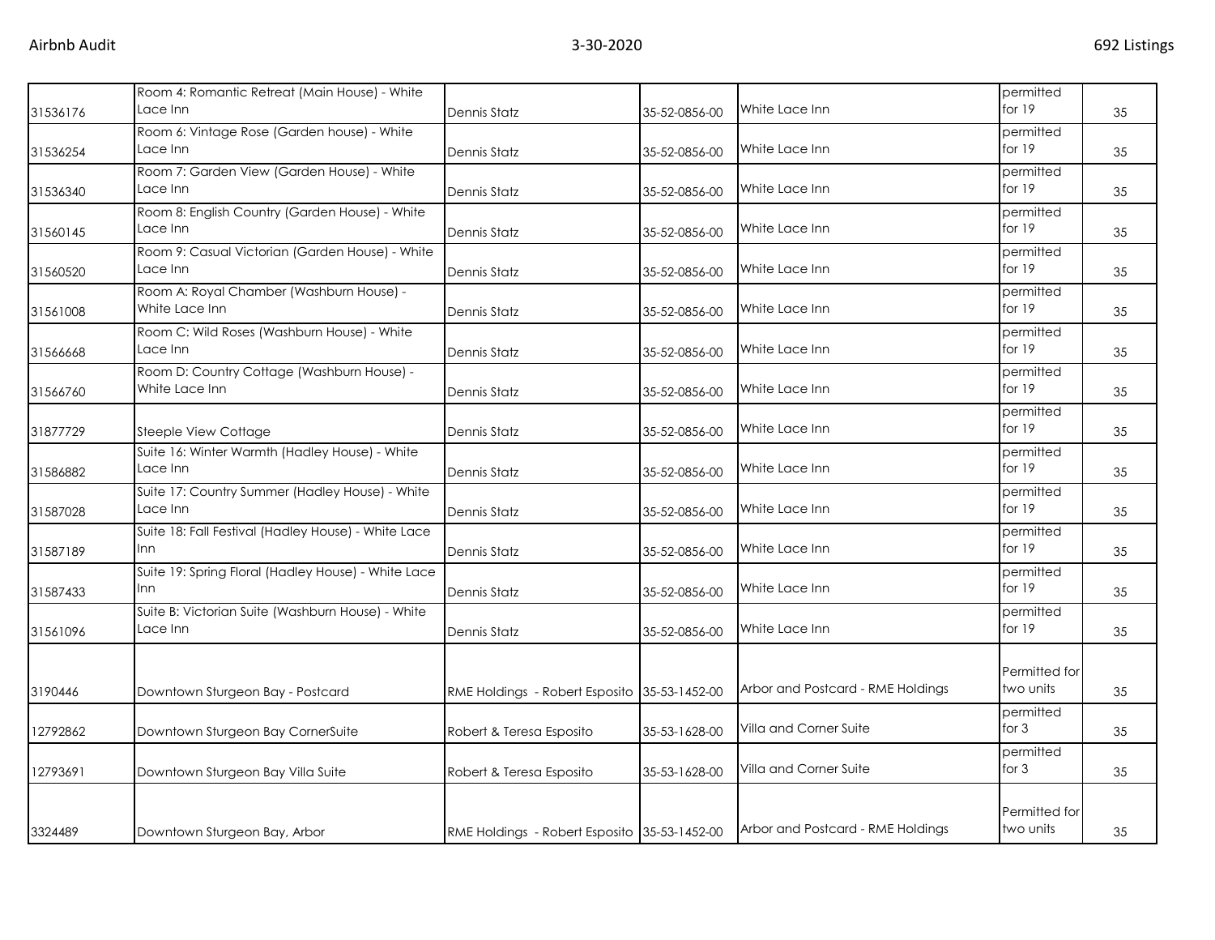| | | | | | | |
|---|---|---|---|---|---|---|
| 31536176 | Room 4: Romantic Retreat (Main House) - White Lace Inn | Dennis Statz | 35-52-0856-00 | White Lace Inn | permitted for 19 | 35 |
| 31536254 | Room 6: Vintage Rose (Garden house) - White Lace Inn | Dennis Statz | 35-52-0856-00 | White Lace Inn | permitted for 19 | 35 |
| 31536340 | Room 7: Garden View (Garden House) - White Lace Inn | Dennis Statz | 35-52-0856-00 | White Lace Inn | permitted for 19 | 35 |
| 31560145 | Room 8: English Country (Garden House) - White Lace Inn | Dennis Statz | 35-52-0856-00 | White Lace Inn | permitted for 19 | 35 |
| 31560520 | Room 9: Casual Victorian (Garden House) - White Lace Inn | Dennis Statz | 35-52-0856-00 | White Lace Inn | permitted for 19 | 35 |
| 31561008 | Room A: Royal Chamber (Washburn House) - White Lace Inn | Dennis Statz | 35-52-0856-00 | White Lace Inn | permitted for 19 | 35 |
| 31566668 | Room C: Wild Roses (Washburn House) - White Lace Inn | Dennis Statz | 35-52-0856-00 | White Lace Inn | permitted for 19 | 35 |
| 31566760 | Room D: Country Cottage (Washburn House) - White Lace Inn | Dennis Statz | 35-52-0856-00 | White Lace Inn | permitted for 19 | 35 |
| 31877729 | Steeple View Cottage | Dennis Statz | 35-52-0856-00 | White Lace Inn | permitted for 19 | 35 |
| 31586882 | Suite 16: Winter Warmth (Hadley House) - White Lace Inn | Dennis Statz | 35-52-0856-00 | White Lace Inn | permitted for 19 | 35 |
| 31587028 | Suite 17: Country Summer (Hadley House) - White Lace Inn | Dennis Statz | 35-52-0856-00 | White Lace Inn | permitted for 19 | 35 |
| 31587189 | Suite 18: Fall Festival (Hadley House) - White Lace Inn | Dennis Statz | 35-52-0856-00 | White Lace Inn | permitted for 19 | 35 |
| 31587433 | Suite 19: Spring Floral (Hadley House) - White Lace Inn | Dennis Statz | 35-52-0856-00 | White Lace Inn | permitted for 19 | 35 |
| 31561096 | Suite B: Victorian Suite (Washburn House) - White Lace Inn | Dennis Statz | 35-52-0856-00 | White Lace Inn | permitted for 19 | 35 |
| 3190446 | Downtown Sturgeon Bay - Postcard | RME Holdings - Robert Esposito | 35-53-1452-00 | Arbor and Postcard - RME Holdings | Permitted for two units | 35 |
| 12792862 | Downtown Sturgeon Bay CornerSuite | Robert & Teresa Esposito | 35-53-1628-00 | Villa and Corner Suite | permitted for 3 | 35 |
| 12793691 | Downtown Sturgeon Bay Villa Suite | Robert & Teresa Esposito | 35-53-1628-00 | Villa and Corner Suite | permitted for 3 | 35 |
| 3324489 | Downtown Sturgeon Bay, Arbor | RME Holdings - Robert Esposito | 35-53-1452-00 | Arbor and Postcard - RME Holdings | Permitted for two units | 35 |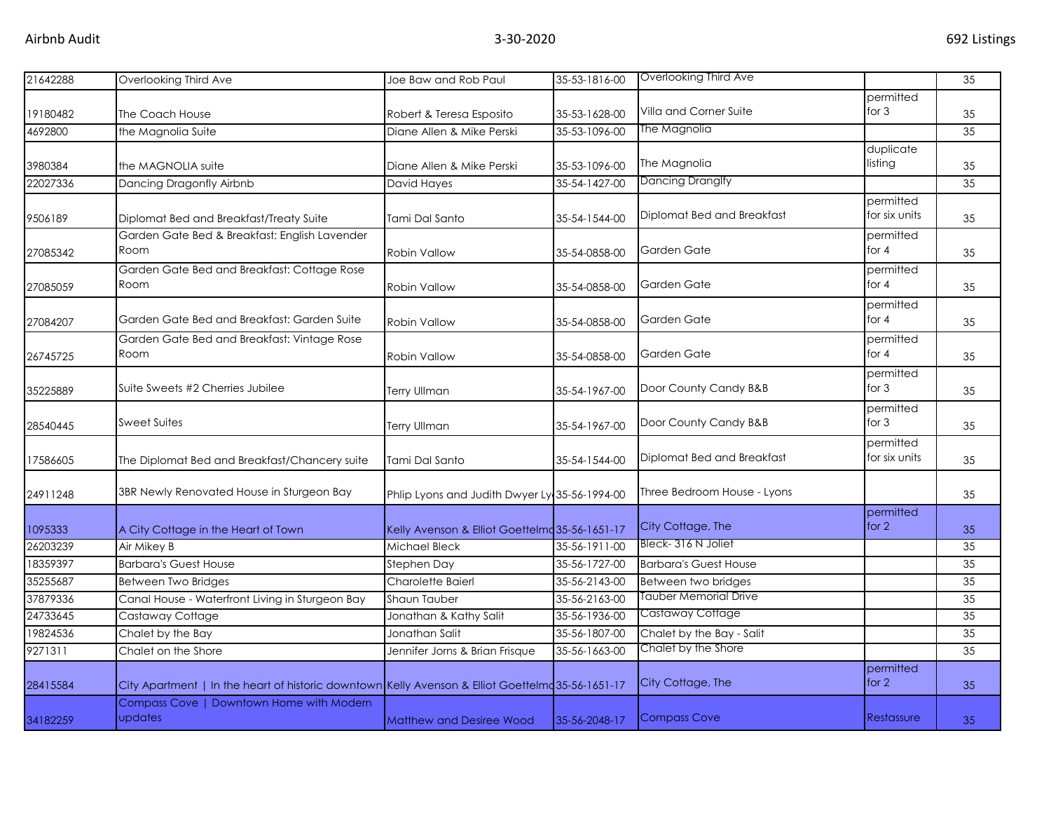| | | | | | | |
|---|---|---|---|---|---|---|
| 21642288 | Overlooking Third Ave | Joe Baw and Rob Paul | 35-53-1816-00 | Overlooking Third Ave | | 35 |
| 19180482 | The Coach House | Robert & Teresa Esposito | 35-53-1628-00 | Villa and Corner Suite | permitted for 3 | 35 |
| 4692800 | the Magnolia Suite | Diane Allen & Mike Perski | 35-53-1096-00 | The Magnolia | | 35 |
| 3980384 | the MAGNOLIA suite | Diane Allen & Mike Perski | 35-53-1096-00 | The Magnolia | duplicate listing | 35 |
| 22027336 | Dancing Dragonfly Airbnb | David Hayes | 35-54-1427-00 | Dancing Dranglfy | | 35 |
| 9506189 | Diplomat Bed and Breakfast/Treaty Suite | Tami Dal Santo | 35-54-1544-00 | Diplomat Bed and Breakfast | permitted for six units | 35 |
| 27085342 | Garden Gate Bed & Breakfast: English Lavender Room | Robin Vallow | 35-54-0858-00 | Garden Gate | permitted for 4 | 35 |
| 27085059 | Garden Gate Bed and Breakfast: Cottage Rose Room | Robin Vallow | 35-54-0858-00 | Garden Gate | permitted for 4 | 35 |
| 27084207 | Garden Gate Bed and Breakfast: Garden Suite | Robin Vallow | 35-54-0858-00 | Garden Gate | permitted for 4 | 35 |
| 26745725 | Garden Gate Bed and Breakfast: Vintage Rose Room | Robin Vallow | 35-54-0858-00 | Garden Gate | permitted for 4 | 35 |
| 35225889 | Suite Sweets #2 Cherries Jubilee | Terry Ullman | 35-54-1967-00 | Door County Candy B&B | permitted for 3 | 35 |
| 28540445 | Sweet Suites | Terry Ullman | 35-54-1967-00 | Door County Candy B&B | permitted for 3 | 35 |
| 17586605 | The Diplomat Bed and Breakfast/Chancery suite | Tami Dal Santo | 35-54-1544-00 | Diplomat Bed and Breakfast | permitted for six units | 35 |
| 24911248 | 3BR Newly Renovated House in Sturgeon Bay | Phlip Lyons and Judith Dwyer Ly | 35-56-1994-00 | Three Bedroom House - Lyons | | 35 |
| 1095333 | A City Cottage in the Heart of Town | Kelly Avenson & Elliot Goettelmo | 35-56-1651-17 | City Cottage, The | permitted for 2 | 35 |
| 26203239 | Air Mikey B | Michael Bleck | 35-56-1911-00 | Bleck- 316 N Joliet | | 35 |
| 18359397 | Barbara's Guest House | Stephen Day | 35-56-1727-00 | Barbara's Guest House | | 35 |
| 35255687 | Between Two Bridges | Charolette Baierl | 35-56-2143-00 | Between two bridges | | 35 |
| 37879336 | Canal House - Waterfront Living in Sturgeon Bay | Shaun Tauber | 35-56-2163-00 | Tauber Memorial Drive | | 35 |
| 24733645 | Castaway Cottage | Jonathan & Kathy Salit | 35-56-1936-00 | Castaway Cottage | | 35 |
| 19824536 | Chalet by the Bay | Jonathan Salit | 35-56-1807-00 | Chalet by the Bay - Salit | | 35 |
| 9271311 | Chalet on the Shore | Jennifer Jorns & Brian Frisque | 35-56-1663-00 | Chalet by the Shore | | 35 |
| 28415584 | City Apartment \| In the heart of historic downtown | Kelly Avenson & Elliot Goettelmo | 35-56-1651-17 | City Cottage, The | permitted for 2 | 35 |
| 34182259 | Compass Cove \| Downtown Home with Modern updates | Matthew and Desiree Wood | 35-56-2048-17 | Compass Cove | Restassure | 35 |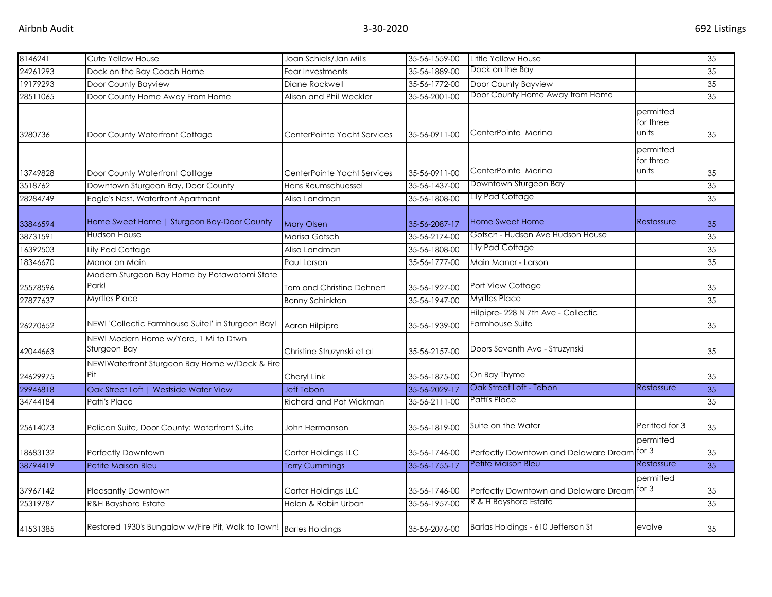| | | | | | | |
|---|---|---|---|---|---|---|
| 8146241 | Cute Yellow House | Joan Schiels/Jan Mills | 35-56-1559-00 | Little Yellow House | | 35 |
| 24261293 | Dock on the Bay Coach Home | Fear Investments | 35-56-1889-00 | Dock on the Bay | | 35 |
| 19179293 | Door County Bayview | Diane Rockwell | 35-56-1772-00 | Door County Bayview | | 35 |
| 28511065 | Door County Home Away From Home | Alison and Phil Weckler | 35-56-2001-00 | Door County Home Away from Home | | 35 |
| 3280736 | Door County Waterfront Cottage | CenterPointe Yacht Services | 35-56-0911-00 | CenterPointe Marina | permitted for three units | 35 |
| 13749828 | Door County Waterfront Cottage | CenterPointe Yacht Services | 35-56-0911-00 | CenterPointe Marina | permitted for three units | 35 |
| 3518762 | Downtown Sturgeon Bay, Door County | Hans Reumschuessel | 35-56-1437-00 | Downtown Sturgeon Bay | | 35 |
| 28284749 | Eagle's Nest, Waterfront Apartment | Alisa Landman | 35-56-1808-00 | Lily Pad Cottage | | 35 |
| 33846594 | Home Sweet Home \| Sturgeon Bay-Door County | Mary Olsen | 35-56-2087-17 | Home Sweet Home | Restassure | 35 |
| 38731591 | Hudson House | Marisa Gotsch | 35-56-2174-00 | Gotsch - Hudson Ave Hudson House | | 35 |
| 16392503 | Lily Pad Cottage | Alisa Landman | 35-56-1808-00 | Lily Pad Cottage | | 35 |
| 18346670 | Manor on Main | Paul Larson | 35-56-1777-00 | Main Manor - Larson | | 35 |
| 25578596 | Modern Sturgeon Bay Home by Potawatomi State Park! | Tom and Christine Dehnert | 35-56-1927-00 | Port View Cottage | | 35 |
| 27877637 | Myrtles Place | Bonny Schinkten | 35-56-1947-00 | Myrtles Place | | 35 |
| 26270652 | NEW! 'Collectic Farmhouse Suite!' in Sturgeon Bay! | Aaron Hilpipre | 35-56-1939-00 | Hilpipre- 228 N 7th Ave - Collectic Farmhouse Suite | | 35 |
| 42044663 | NEW! Modern Home w/Yard, 1 Mi to Dtwn Sturgeon Bay | Christine Struzynski et al | 35-56-2157-00 | Doors Seventh Ave - Struzynski | | 35 |
| 24629975 | NEW!Waterfront Sturgeon Bay Home w/Deck & Fire Pit | Cheryl Link | 35-56-1875-00 | On Bay Thyme | | 35 |
| 29946818 | Oak Street Loft \| Westside Water View | Jeff Tebon | 35-56-2029-17 | Oak Street Loft - Tebon | Restassure | 35 |
| 34744184 | Patti's Place | Richard and Pat Wickman | 35-56-2111-00 | Patti's Place | | 35 |
| 25614073 | Pelican Suite, Door County: Waterfront Suite | John Hermanson | 35-56-1819-00 | Suite on the Water | Peritted for 3 | 35 |
| 18683132 | Perfectly Downtown | Carter Holdings LLC | 35-56-1746-00 | Perfectly Downtown and Delaware Dream | permitted for 3 | 35 |
| 38794419 | Petite Maison Bleu | Terry Cummings | 35-56-1755-17 | Petite Maison Bleu | Restassure | 35 |
| 37967142 | Pleasantly Downtown | Carter Holdings LLC | 35-56-1746-00 | Perfectly Downtown and Delaware Dream | permitted for 3 | 35 |
| 25319787 | R&H Bayshore Estate | Helen & Robin Urban | 35-56-1957-00 | R & H Bayshore Estate | | 35 |
| 41531385 | Restored 1930's Bungalow w/Fire Pit, Walk to Town! | Barles Holdings | 35-56-2076-00 | Barlas Holdings - 610 Jefferson St | evolve | 35 |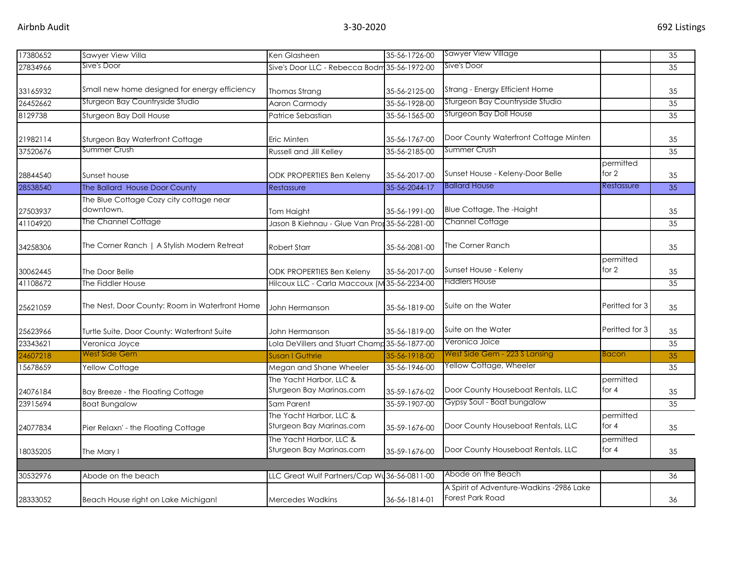| | | | | | | |
|---|---|---|---|---|---|---|
| 17380652 | Sawyer View Villa | Ken Glasheen | 35-56-1726-00 | Sawyer View Village | | 35 |
| 27834966 | Sive's Door | Sive's Door LLC - Rebecca Bodm | 35-56-1972-00 | Sive's Door | | 35 |
| 33165932 | Small new home designed for energy efficiency | Thomas Strang | 35-56-2125-00 | Strang - Energy Efficient Home | | 35 |
| 26452662 | Sturgeon Bay Countryside Studio | Aaron Carmody | 35-56-1928-00 | Sturgeon Bay Countryside Studio | | 35 |
| 8129738 | Sturgeon Bay Doll House | Patrice Sebastian | 35-56-1565-00 | Sturgeon Bay Doll House | | 35 |
| 21982114 | Sturgeon Bay Waterfront Cottage | Eric Minten | 35-56-1767-00 | Door County Waterfront Cottage Minten | | 35 |
| 37520676 | Summer Crush | Russell and Jill Kelley | 35-56-2185-00 | Summer Crush | | 35 |
| 28844540 | Sunset house | ODK PROPERTIES Ben Keleny | 35-56-2017-00 | Sunset House - Keleny-Door Belle | permitted for 2 | 35 |
| 28538540 | The Ballard House Door County | Restassure | 35-56-2044-17 | Ballard House | Restassure | 35 |
| 27503937 | The Blue Cottage Cozy city cottage near downtown. | Tom Haight | 35-56-1991-00 | Blue Cottage, The -Haight | | 35 |
| 41104920 | The Channel Cottage | Jason B Kiehnau - Glue Van Pro | 35-56-2281-00 | Channel Cottage | | 35 |
| 34258306 | The Corner Ranch \| A Stylish Modern Retreat | Robert Starr | 35-56-2081-00 | The Corner Ranch | | 35 |
| 30062445 | The Door Belle | ODK PROPERTIES Ben Keleny | 35-56-2017-00 | Sunset House - Keleny | permitted for 2 | 35 |
| 41108672 | The Fiddler House | Hilcoux LLC - Carla Maccoux (M | 35-56-2234-00 | Fiddlers House | | 35 |
| 25621059 | The Nest, Door County: Room in Waterfront Home | John Hermanson | 35-56-1819-00 | Suite on the Water | Peritted for 3 | 35 |
| 25623966 | Turtle Suite, Door County: Waterfront Suite | John Hermanson | 35-56-1819-00 | Suite on the Water | Peritted for 3 | 35 |
| 23343621 | Veronica Joyce | Lola DeVillers and Stuart Champ | 35-56-1877-00 | Veronica Joice | | 35 |
| 24607218 | West Side Gem | Susan I Guthrie | 35-56-1918-00 | West Side Gem - 223 S Lansing | Bacon | 35 |
| 15678659 | Yellow Cottage | Megan and Shane Wheeler | 35-56-1946-00 | Yellow Cottage, Wheeler | | 35 |
| 24076184 | Bay Breeze - the Floating Cottage | The Yacht Harbor, LLC & Sturgeon Bay Marinas.com | 35-59-1676-02 | Door County Houseboat Rentals, LLC | permitted for 4 | 35 |
| 23915694 | Boat Bungalow | Sam Parent | 35-59-1907-00 | Gypsy Soul - Boat bungalow | | 35 |
| 24077834 | Pier Relaxn' - the Floating Cottage | The Yacht Harbor, LLC & Sturgeon Bay Marinas.com | 35-59-1676-00 | Door County Houseboat Rentals, LLC | permitted for 4 | 35 |
| 18035205 | The Mary I | The Yacht Harbor, LLC & Sturgeon Bay Marinas.com | 35-59-1676-00 | Door County Houseboat Rentals, LLC | permitted for 4 | 35 |
| | | | | | | |
| 30532976 | Abode on the beach | LLC Great Wulf Partners/Cap Wu | 36-56-0811-00 | Abode on the Beach | | 36 |
| 28333052 | Beach House right on Lake Michigan! | Mercedes Wadkins | 36-56-1814-01 | A Spirit of Adventure-Wadkins -2986 Lake Forest Park Road | | 36 |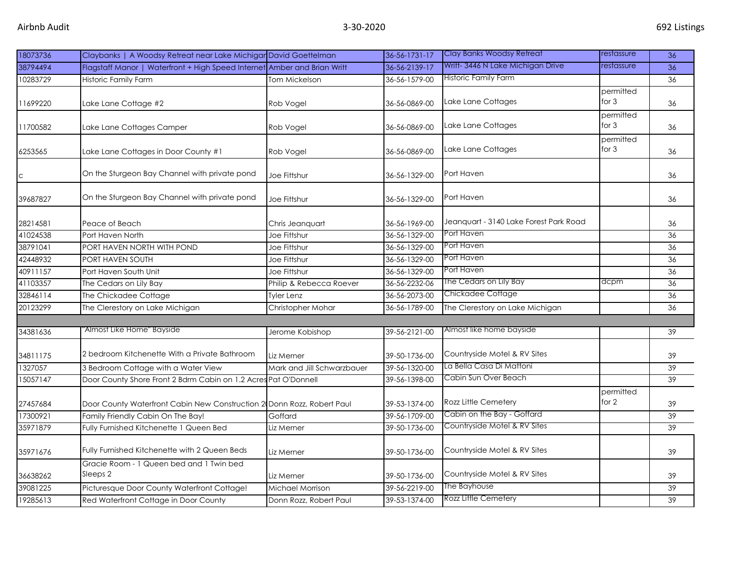| | | | | | | |
|---|---|---|---|---|---|---|
| 18073736 | Claybanks \| A Woodsy Retreat near Lake Michigan | David Goettelman | 36-56-1731-17 | Clay Banks Woodsy Retreat | restassure | 36 |
| 38794494 | Flagstaff Manor \| Waterfront + High Speed Internet | Amber and Brian Writt | 36-56-2139-17 | Writt- 3446 N Lake Michigan Drive | restassure | 36 |
| 10283729 | Historic Family Farm | Tom Mickelson | 36-56-1579-00 | Historic Family Farm | | 36 |
| 11699220 | Lake Lane Cottage #2 | Rob Vogel | 36-56-0869-00 | Lake Lane Cottages | permitted for 3 | 36 |
| 11700582 | Lake Lane Cottages Camper | Rob Vogel | 36-56-0869-00 | Lake Lane Cottages | permitted for 3 | 36 |
| 6253565 | Lake Lane Cottages in Door County #1 | Rob Vogel | 36-56-0869-00 | Lake Lane Cottages | permitted for 3 | 36 |
| c | On the Sturgeon Bay Channel with private pond | Joe Fittshur | 36-56-1329-00 | Port Haven | | 36 |
| 39687827 | On the Sturgeon Bay Channel with private pond | Joe Fittshur | 36-56-1329-00 | Port Haven | | 36 |
| 28214581 | Peace of Beach | Chris Jeanquart | 36-56-1969-00 | Jeanquart - 3140 Lake Forest Park Road | | 36 |
| 41024538 | Port Haven North | Joe Fittshur | 36-56-1329-00 | Port Haven | | 36 |
| 38791041 | PORT HAVEN NORTH WITH POND | Joe Fittshur | 36-56-1329-00 | Port Haven | | 36 |
| 42448932 | PORT HAVEN SOUTH | Joe Fittshur | 36-56-1329-00 | Port Haven | | 36 |
| 40911157 | Port Haven South Unit | Joe Fittshur | 36-56-1329-00 | Port Haven | | 36 |
| 41103357 | The Cedars on Lily Bay | Philip & Rebecca Roever | 36-56-2232-06 | The Cedars on Lily Bay | dcpm | 36 |
| 32846114 | The Chickadee Cottage | Tyler Lenz | 36-56-2073-00 | Chickadee Cottage | | 36 |
| 20123299 | The Clerestory on Lake Michigan | Christopher Mohar | 36-56-1789-00 | The Clerestory on Lake Michigan | | 36 |
| | | | | | | |
| 34381636 | "Almost Like Home" Bayside | Jerome Kobishop | 39-56-2121-00 | Almost like home bayside | | 39 |
| 34811175 | 2 bedroom Kitchenette With a Private Bathroom | Liz Merner | 39-50-1736-00 | Countryside Motel & RV Sites | | 39 |
| 1327057 | 3 Bedroom Cottage with a Water View | Mark and Jill Schwarzbauer | 39-56-1320-00 | La Bella Casa Di Mattoni | | 39 |
| 15057147 | Door County Shore Front 2 Bdrm Cabin on 1.2 Acres | Pat O'Donnell | 39-56-1398-00 | Cabin Sun Over Beach | | 39 |
| 27457684 | Door County Waterfront Cabin New Construction 20 | Donn Rozz, Robert Paul | 39-53-1374-00 | Rozz Little Cemetery | permitted for 2 | 39 |
| 17300921 | Family Friendly Cabin On The Bay! | Goffard | 39-56-1709-00 | Cabin on the Bay - Goffard | | 39 |
| 35971879 | Fully Furnished Kitchenette 1 Queen Bed | Liz Merner | 39-50-1736-00 | Countryside Motel & RV Sites | | 39 |
| 35971676 | Fully Furnished Kitchenette with 2 Queen Beds | Liz Merner | 39-50-1736-00 | Countryside Motel & RV Sites | | 39 |
| 36638262 | Gracie Room - 1 Queen bed and 1 Twin bed Sleeps 2 | Liz Merner | 39-50-1736-00 | Countryside Motel & RV Sites | | 39 |
| 39081225 | Picturesque Door County Waterfront Cottage! | Michael Morrison | 39-56-2219-00 | The Bayhouse | | 39 |
| 19285613 | Red Waterfront Cottage in Door County | Donn Rozz, Robert Paul | 39-53-1374-00 | Rozz Little Cemetery | | 39 |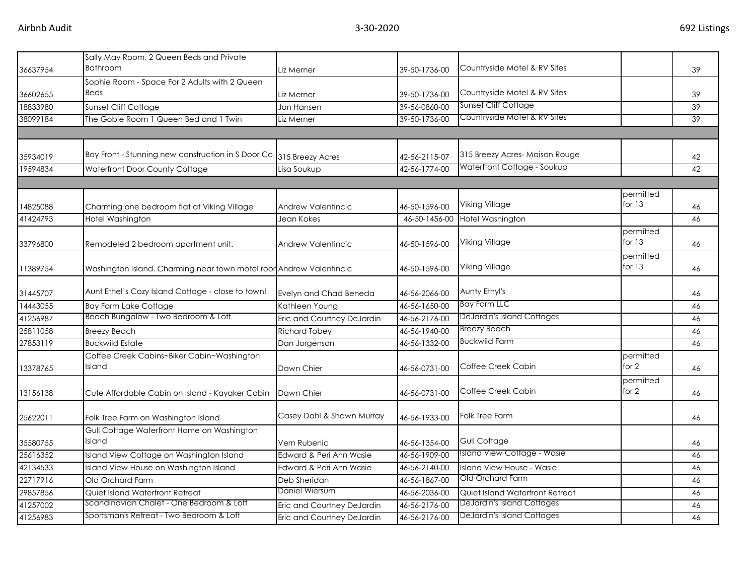| | | | | | | |
|---|---|---|---|---|---|---|
| 36637954 | Sally May Room, 2 Queen Beds and Private Bathroom | Liz Merner | 39-50-1736-00 | Countryside Motel & RV Sites | | 39 |
| 36602655 | Sophie Room - Space For 2 Adults with 2 Queen Beds | Liz Merner | 39-50-1736-00 | Countryside Motel & RV Sites | | 39 |
| 18833980 | Sunset Cliff Cottage | Jon Hansen | 39-56-0860-00 | Sunset Cliff Cottage | | 39 |
| 38099184 | The Goble Room 1 Queen Bed and 1 Twin | Liz Merner | 39-50-1736-00 | Countryside Motel & RV Sites | | 39 |
| | | | | | | |
| 35934019 | Bay Front - Stunning new construction in S Door Co | 315 Breezy Acres | 42-56-2115-07 | 315 Breezy Acres- Maison Rouge | | 42 |
| 19594834 | Waterfront Door County Cottage | Lisa Soukup | 42-56-1774-00 | Waterftont Cottage - Soukup | | 42 |
| | | | | | | |
| 14825088 | Charming one bedroom flat at Viking Village | Andrew Valentincic | 46-50-1596-00 | Viking Village | permitted for 13 | 46 |
| 41424793 | Hotel Washington | Jean Kokes | 46-50-1456-00 | Hotel Washington | | 46 |
| 33796800 | Remodeled 2 bedroom apartment unit. | Andrew Valentincic | 46-50-1596-00 | Viking Village | permitted for 13 | 46 |
| 11389754 | Washington Island. Charming near town motel roor | Andrew Valentincic | 46-50-1596-00 | Viking Village | permitted for 13 | 46 |
| 31445707 | Aunt Ethel's Cozy Island Cottage - close to town! | Evelyn and Chad Beneda | 46-56-2066-00 | Aunty Ethyl's | | 46 |
| 14443055 | Bay Farm Lake Cottage | Kathleen Young | 46-56-1650-00 | Bay Farm LLC | | 46 |
| 41256987 | Beach Bungalow - Two Bedroom & Loft | Eric and Courtney DeJardin | 46-56-2176-00 | DeJardin's Island Cottages | | 46 |
| 25811058 | Breezy Beach | Richard Tobey | 46-56-1940-00 | Breezy Beach | | 46 |
| 27853119 | Buckwild Estate | Dan Jorgenson | 46-56-1332-00 | Buckwild Farm | | 46 |
| 13378765 | Coffee Creek Cabins~Biker Cabin~Washington Island | Dawn Chier | 46-56-0731-00 | Coffee Creek Cabin | permitted for 2 | 46 |
| 13156138 | Cute Affordable Cabin on Island - Kayaker Cabin | Dawn Chier | 46-56-0731-00 | Coffee Creek Cabin | permitted for 2 | 46 |
| 25622011 | Folk Tree Farm on Washington Island | Casey Dahl & Shawn Murray | 46-56-1933-00 | Folk Tree Farm | | 46 |
| 35580755 | Gull Cottage Waterfront Home on Washington Island | Vern Rubenic | 46-56-1354-00 | Gull Cottage | | 46 |
| 25616352 | Island View Cottage on Washington Island | Edward & Peri Ann Wasie | 46-56-1909-00 | Island View Cottage - Wasie | | 46 |
| 42134533 | Island View House on Washington Island | Edward & Peri Ann Wasie | 46-56-2140-00 | Island View House - Wasie | | 46 |
| 22717916 | Old Orchard Farm | Deb Sheridan | 46-56-1867-00 | Old Orchard Farm | | 46 |
| 29857856 | Quiet Island Waterfront Retreat | Daniel Wiersum | 46-56-2036-00 | Quiet Island Waterfront Retreat | | 46 |
| 41257002 | Scandinavian Chalet - One Bedroom & Loft | Eric and Courtney DeJardin | 46-56-2176-00 | DeJardin's Island Cottages | | 46 |
| 41256983 | Sportsman's Retreat - Two Bedroom & Loft | Eric and Courtney DeJardin | 46-56-2176-00 | DeJardin's Island Cottages | | 46 |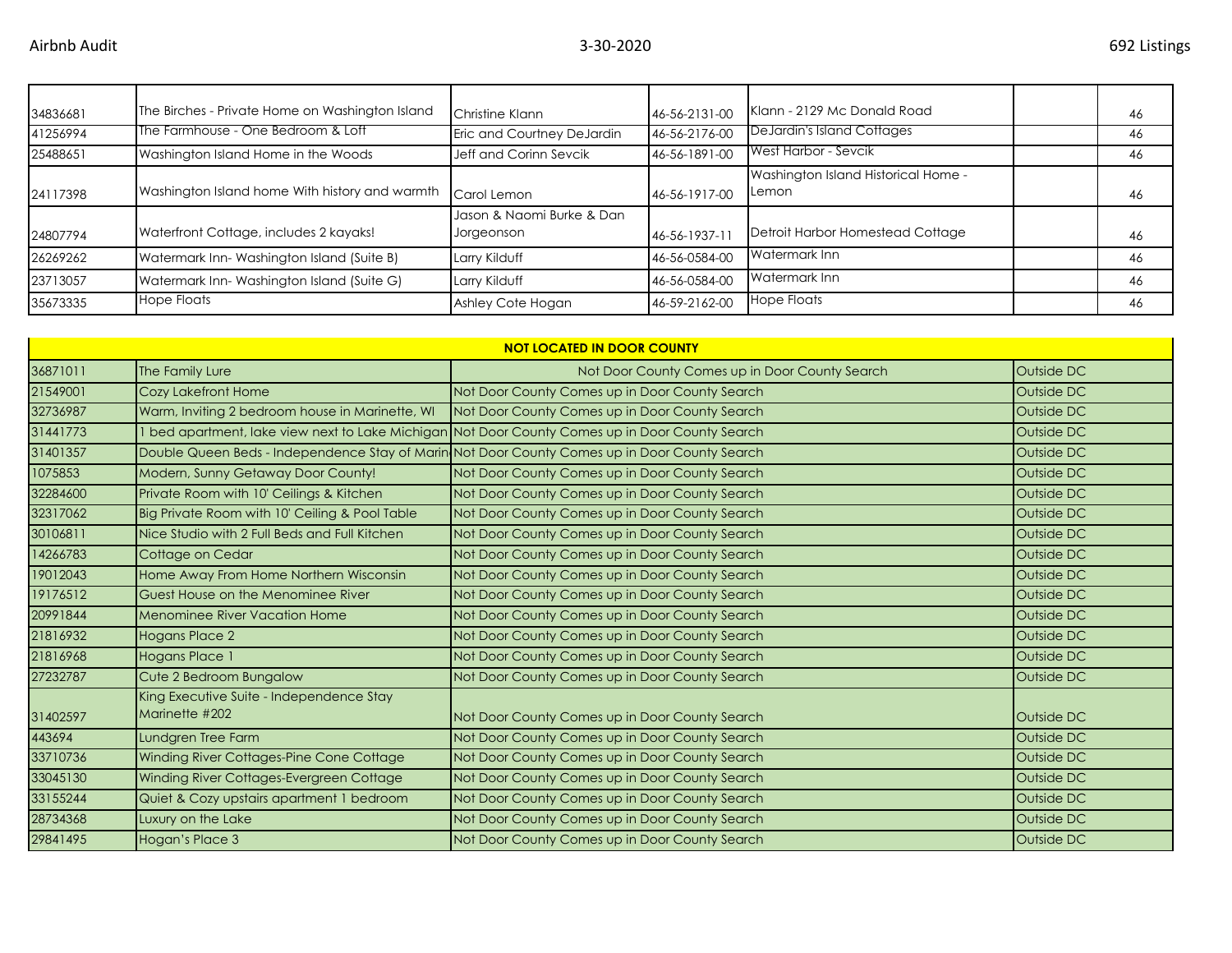| | | | | | | |
|---|---|---|---|---|---|---|
| 34836681 | The Birches - Private Home on Washington Island | Christine Klann | 46-56-2131-00 | Klann - 2129 Mc Donald Road | | 46 |
| 41256994 | The Farmhouse - One Bedroom & Loft | Eric and Courtney DeJardin | 46-56-2176-00 | DeJardin's Island Cottages | | 46 |
| 25488651 | Washington Island Home in the Woods | Jeff and Corinn Sevcik | 46-56-1891-00 | West Harbor - Sevcik | | 46 |
| 24117398 | Washington Island home With history and warmth | Carol Lemon | 46-56-1917-00 | Washington Island Historical Home - Lemon | | 46 |
| 24807794 | Waterfront Cottage, includes 2 kayaks! | Jason & Naomi Burke & Dan Jorgeonson | 46-56-1937-11 | Detroit Harbor Homestead Cottage | | 46 |
| 26269262 | Watermark Inn- Washington Island (Suite B) | Larry Kilduff | 46-56-0584-00 | Watermark Inn | | 46 |
| 23713057 | Watermark Inn- Washington Island (Suite G) | Larry Kilduff | 46-56-0584-00 | Watermark Inn | | 46 |
| 35673335 | Hope Floats | Ashley Cote Hogan | 46-59-2162-00 | Hope Floats | | 46 |

| NOT LOCATED IN DOOR COUNTY | | | |
|---|---|---|---|
| 36871011 | The Family Lure | Not Door County Comes up in Door County Search | Outside DC |
| 21549001 | Cozy Lakefront Home | Not Door County Comes up in Door County Search | Outside DC |
| 32736987 | Warm, Inviting 2 bedroom house in Marinette, WI | Not Door County Comes up in Door County Search | Outside DC |
| 31441773 | 1 bed apartment, lake view next to Lake Michigan | Not Door County Comes up in Door County Search | Outside DC |
| 31401357 | Double Queen Beds - Independence Stay of Marin | Not Door County Comes up in Door County Search | Outside DC |
| 1075853 | Modern, Sunny Getaway Door County! | Not Door County Comes up in Door County Search | Outside DC |
| 32284600 | Private Room with 10' Ceilings & Kitchen | Not Door County Comes up in Door County Search | Outside DC |
| 32317062 | Big Private Room with 10' Ceiling & Pool Table | Not Door County Comes up in Door County Search | Outside DC |
| 30106811 | Nice Studio with 2 Full Beds and Full Kitchen | Not Door County Comes up in Door County Search | Outside DC |
| 14266783 | Cottage on Cedar | Not Door County Comes up in Door County Search | Outside DC |
| 19012043 | Home Away From Home Northern Wisconsin | Not Door County Comes up in Door County Search | Outside DC |
| 19176512 | Guest House on the Menominee River | Not Door County Comes up in Door County Search | Outside DC |
| 20991844 | Menominee River Vacation Home | Not Door County Comes up in Door County Search | Outside DC |
| 21816932 | Hogans Place 2 | Not Door County Comes up in Door County Search | Outside DC |
| 21816968 | Hogans Place 1 | Not Door County Comes up in Door County Search | Outside DC |
| 27232787 | Cute 2 Bedroom Bungalow | Not Door County Comes up in Door County Search | Outside DC |
| 31402597 | King Executive Suite - Independence Stay Marinette #202 | Not Door County Comes up in Door County Search | Outside DC |
| 443694 | Lundgren Tree Farm | Not Door County Comes up in Door County Search | Outside DC |
| 33710736 | Winding River Cottages-Pine Cone Cottage | Not Door County Comes up in Door County Search | Outside DC |
| 33045130 | Winding River Cottages-Evergreen Cottage | Not Door County Comes up in Door County Search | Outside DC |
| 33155244 | Quiet & Cozy upstairs apartment 1 bedroom | Not Door County Comes up in Door County Search | Outside DC |
| 28734368 | Luxury on the Lake | Not Door County Comes up in Door County Search | Outside DC |
| 29841495 | Hogan's Place 3 | Not Door County Comes up in Door County Search | Outside DC |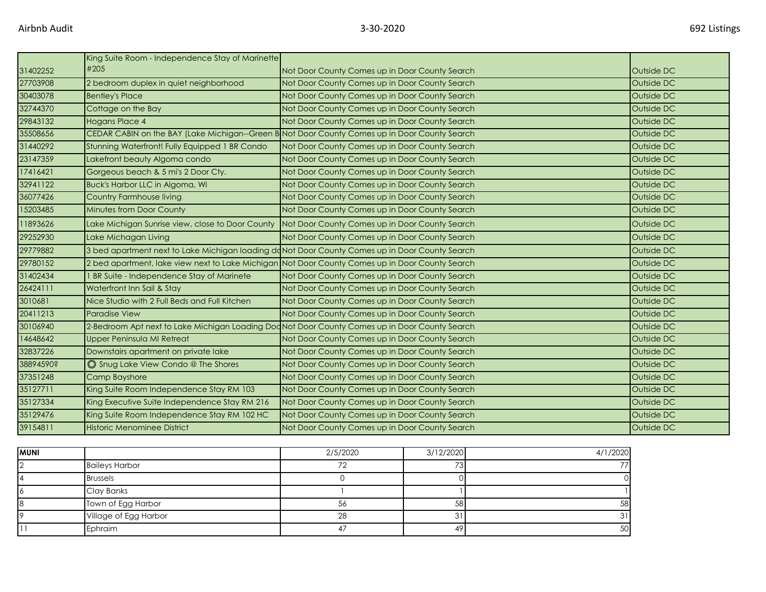| | | | |
|---|---|---|---|
| 31402252 | King Suite Room - Independence Stay of Marinette #205 | Not Door County Comes up in Door County Search | Outside DC |
| 27703908 | 2 bedroom duplex in quiet neighborhood | Not Door County Comes up in Door County Search | Outside DC |
| 30403078 | Bentley's Place | Not Door County Comes up in Door County Search | Outside DC |
| 32744370 | Cottage on the Bay | Not Door County Comes up in Door County Search | Outside DC |
| 29843132 | Hogans Place 4 | Not Door County Comes up in Door County Search | Outside DC |
| 35508656 | CEDAR CABIN on the BAY (Lake Michigan--Green B | Not Door County Comes up in Door County Search | Outside DC |
| 31440292 | Stunning Waterfront! Fully Equipped 1 BR Condo | Not Door County Comes up in Door County Search | Outside DC |
| 23147359 | Lakefront beauty Algoma condo | Not Door County Comes up in Door County Search | Outside DC |
| 17416421 | Gorgeous beach & 5 mi's 2 Door Cty. | Not Door County Comes up in Door County Search | Outside DC |
| 32941122 | Buck's Harbor LLC in Algoma, WI | Not Door County Comes up in Door County Search | Outside DC |
| 36077426 | Country Farmhouse living | Not Door County Comes up in Door County Search | Outside DC |
| 15203485 | Minutes from Door County | Not Door County Comes up in Door County Search | Outside DC |
| 11893626 | Lake Michigan Sunrise view, close to Door County | Not Door County Comes up in Door County Search | Outside DC |
| 29252930 | Lake Michagan Living | Not Door County Comes up in Door County Search | Outside DC |
| 29779882 | 3 bed apartment next to Lake Michigan loading do | Not Door County Comes up in Door County Search | Outside DC |
| 29780152 | 2 bed apartment, lake view next to Lake Michigan | Not Door County Comes up in Door County Search | Outside DC |
| 31402434 | 1 BR Suite - Independence Stay of Marinete | Not Door County Comes up in Door County Search | Outside DC |
| 26424111 | Waterfront Inn Sail & Stay | Not Door County Comes up in Door County Search | Outside DC |
| 3010681 | Nice Studio with 2 Full Beds and Full Kitchen | Not Door County Comes up in Door County Search | Outside DC |
| 20411213 | Paradise View | Not Door County Comes up in Door County Search | Outside DC |
| 30106940 | 2-Bedroom Apt next to Lake Michigan Loading Doc | Not Door County Comes up in Door County Search | Outside DC |
| 14648642 | Upper Peninsula MI Retreat | Not Door County Comes up in Door County Search | Outside DC |
| 32837226 | Downstairs apartment on private lake | Not Door County Comes up in Door County Search | Outside DC |
| 38894590? | ۞ Snug Lake View Condo @ The Shores | Not Door County Comes up in Door County Search | Outside DC |
| 37351248 | Camp Bayshore | Not Door County Comes up in Door County Search | Outside DC |
| 35127711 | King Suite Room Independence Stay RM 103 | Not Door County Comes up in Door County Search | Outside DC |
| 35127334 | King Executive Suite Independence Stay RM 216 | Not Door County Comes up in Door County Search | Outside DC |
| 35129476 | King Suite Room Independence Stay RM 102 HC | Not Door County Comes up in Door County Search | Outside DC |
| 39154811 | Historic Menominee District | Not Door County Comes up in Door County Search | Outside DC |

| **MUNI** | | 2/5/2020 | 3/12/2020 | 4/1/2020 |
|---|---|---|---|---|
| 2 | Baileys Harbor | 72 | 73 | 77 |
| 4 | Brussels | 0 | 0 | 0 |
| 6 | Clay Banks | 1 | 1 | 1 |
| 8 | Town of Egg Harbor | 56 | 58 | 58 |
| 9 | Village of Egg Harbor | 28 | 31 | 31 |
| 11 | Ephraim | 47 | 49 | 50 |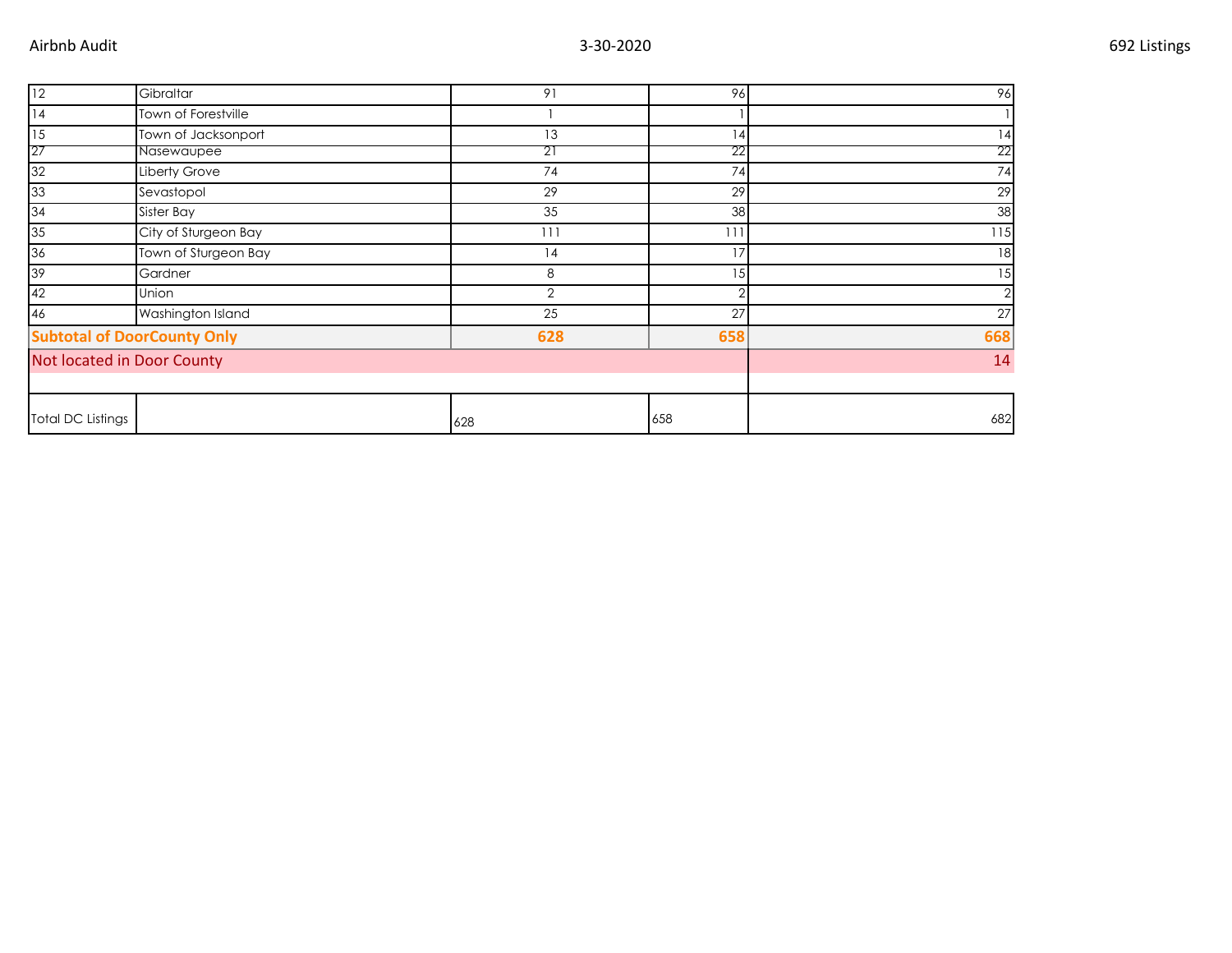Airbnb Audit 3-30-2020 692 Listings

| | | | | |
|---|---|---|---|---|
| 12 | Gibraltar | 91 | 96 | 96 |
| 14 | Town of Forestville | 1 | 1 | 1 |
| 15 | Town of Jacksonport | 13 | 14 | 14 |
| 27 | Nasewaupee | 21 | 22 | 22 |
| 32 | Liberty Grove | 74 | 74 | 74 |
| 33 | Sevastopol | 29 | 29 | 29 |
| 34 | Sister Bay | 35 | 38 | 38 |
| 35 | City of Sturgeon Bay | 111 | 111 | 115 |
| 36 | Town of Sturgeon Bay | 14 | 17 | 18 |
| 39 | Gardner | 8 | 15 | 15 |
| 42 | Union | 2 | 2 | 2 |
| 46 | Washington Island | 25 | 27 | 27 |
| **Subtotal of DoorCounty Only** | | **628** | **658** | **668** |
| Not located in Door County | | | | 14 |
| | | | | |
| Total DC Listings | | 628 | 658 | 682 |